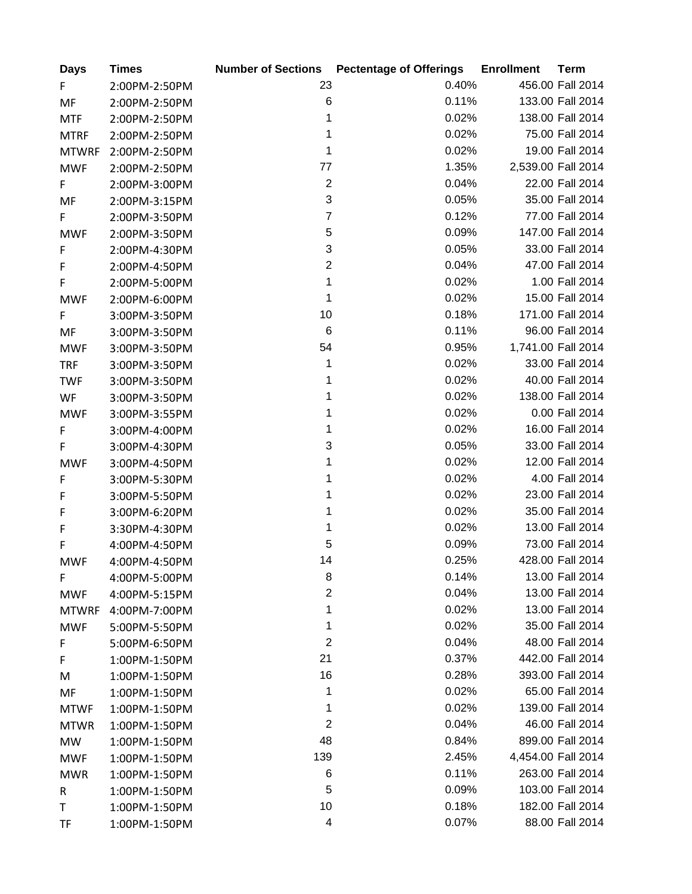| Days | Times | Number of Sections | Pectentage of Offerings | Enrollment | Term |
| --- | --- | --- | --- | --- | --- |
| F | 2:00PM-2:50PM | 23 | 0.40% | 456.00 | Fall 2014 |
| MF | 2:00PM-2:50PM | 6 | 0.11% | 133.00 | Fall 2014 |
| MTF | 2:00PM-2:50PM | 1 | 0.02% | 138.00 | Fall 2014 |
| MTRF | 2:00PM-2:50PM | 1 | 0.02% | 75.00 | Fall 2014 |
| MTWRF | 2:00PM-2:50PM | 1 | 0.02% | 19.00 | Fall 2014 |
| MWF | 2:00PM-2:50PM | 77 | 1.35% | 2,539.00 | Fall 2014 |
| F | 2:00PM-3:00PM | 2 | 0.04% | 22.00 | Fall 2014 |
| MF | 2:00PM-3:15PM | 3 | 0.05% | 35.00 | Fall 2014 |
| F | 2:00PM-3:50PM | 7 | 0.12% | 77.00 | Fall 2014 |
| MWF | 2:00PM-3:50PM | 5 | 0.09% | 147.00 | Fall 2014 |
| F | 2:00PM-4:30PM | 3 | 0.05% | 33.00 | Fall 2014 |
| F | 2:00PM-4:50PM | 2 | 0.04% | 47.00 | Fall 2014 |
| F | 2:00PM-5:00PM | 1 | 0.02% | 1.00 | Fall 2014 |
| MWF | 2:00PM-6:00PM | 1 | 0.02% | 15.00 | Fall 2014 |
| F | 3:00PM-3:50PM | 10 | 0.18% | 171.00 | Fall 2014 |
| MF | 3:00PM-3:50PM | 6 | 0.11% | 96.00 | Fall 2014 |
| MWF | 3:00PM-3:50PM | 54 | 0.95% | 1,741.00 | Fall 2014 |
| TRF | 3:00PM-3:50PM | 1 | 0.02% | 33.00 | Fall 2014 |
| TWF | 3:00PM-3:50PM | 1 | 0.02% | 40.00 | Fall 2014 |
| WF | 3:00PM-3:50PM | 1 | 0.02% | 138.00 | Fall 2014 |
| MWF | 3:00PM-3:55PM | 1 | 0.02% | 0.00 | Fall 2014 |
| F | 3:00PM-4:00PM | 1 | 0.02% | 16.00 | Fall 2014 |
| F | 3:00PM-4:30PM | 3 | 0.05% | 33.00 | Fall 2014 |
| MWF | 3:00PM-4:50PM | 1 | 0.02% | 12.00 | Fall 2014 |
| F | 3:00PM-5:30PM | 1 | 0.02% | 4.00 | Fall 2014 |
| F | 3:00PM-5:50PM | 1 | 0.02% | 23.00 | Fall 2014 |
| F | 3:00PM-6:20PM | 1 | 0.02% | 35.00 | Fall 2014 |
| F | 3:30PM-4:30PM | 1 | 0.02% | 13.00 | Fall 2014 |
| F | 4:00PM-4:50PM | 5 | 0.09% | 73.00 | Fall 2014 |
| MWF | 4:00PM-4:50PM | 14 | 0.25% | 428.00 | Fall 2014 |
| F | 4:00PM-5:00PM | 8 | 0.14% | 13.00 | Fall 2014 |
| MWF | 4:00PM-5:15PM | 2 | 0.04% | 13.00 | Fall 2014 |
| MTWRF | 4:00PM-7:00PM | 1 | 0.02% | 13.00 | Fall 2014 |
| MWF | 5:00PM-5:50PM | 1 | 0.02% | 35.00 | Fall 2014 |
| F | 5:00PM-6:50PM | 2 | 0.04% | 48.00 | Fall 2014 |
| F | 1:00PM-1:50PM | 21 | 0.37% | 442.00 | Fall 2014 |
| M | 1:00PM-1:50PM | 16 | 0.28% | 393.00 | Fall 2014 |
| MF | 1:00PM-1:50PM | 1 | 0.02% | 65.00 | Fall 2014 |
| MTWF | 1:00PM-1:50PM | 1 | 0.02% | 139.00 | Fall 2014 |
| MTWR | 1:00PM-1:50PM | 2 | 0.04% | 46.00 | Fall 2014 |
| MW | 1:00PM-1:50PM | 48 | 0.84% | 899.00 | Fall 2014 |
| MWF | 1:00PM-1:50PM | 139 | 2.45% | 4,454.00 | Fall 2014 |
| MWR | 1:00PM-1:50PM | 6 | 0.11% | 263.00 | Fall 2014 |
| R | 1:00PM-1:50PM | 5 | 0.09% | 103.00 | Fall 2014 |
| T | 1:00PM-1:50PM | 10 | 0.18% | 182.00 | Fall 2014 |
| TF | 1:00PM-1:50PM | 4 | 0.07% | 88.00 | Fall 2014 |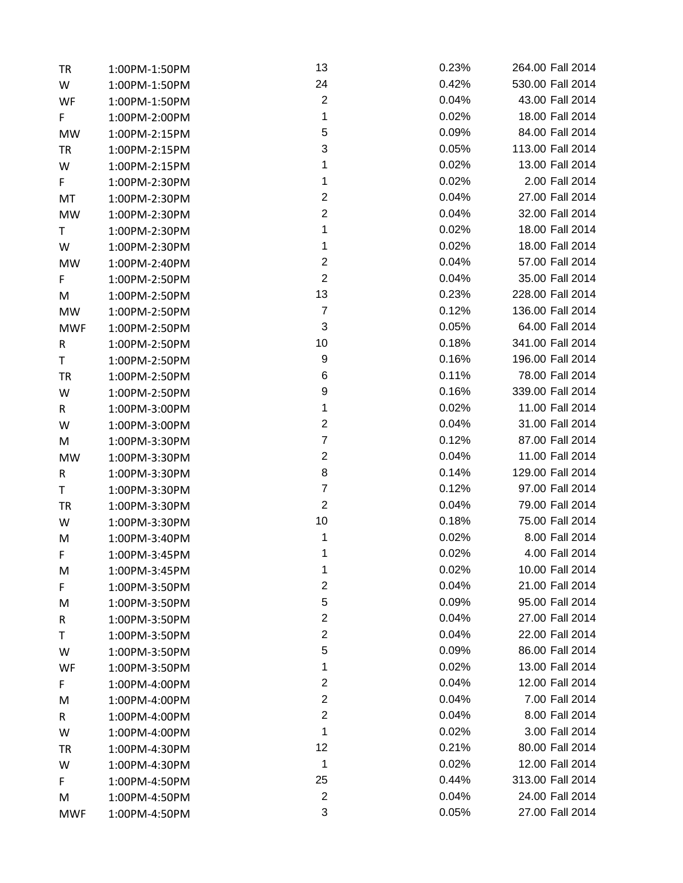| | | | | | |
|---|---|---|---|---|---|
| TR | 1:00PM-1:50PM | 13 | 0.23% | 264.00 | Fall 2014 |
| W | 1:00PM-1:50PM | 24 | 0.42% | 530.00 | Fall 2014 |
| WF | 1:00PM-1:50PM | 2 | 0.04% | 43.00 | Fall 2014 |
| F | 1:00PM-2:00PM | 1 | 0.02% | 18.00 | Fall 2014 |
| MW | 1:00PM-2:15PM | 5 | 0.09% | 84.00 | Fall 2014 |
| TR | 1:00PM-2:15PM | 3 | 0.05% | 113.00 | Fall 2014 |
| W | 1:00PM-2:15PM | 1 | 0.02% | 13.00 | Fall 2014 |
| F | 1:00PM-2:30PM | 1 | 0.02% | 2.00 | Fall 2014 |
| MT | 1:00PM-2:30PM | 2 | 0.04% | 27.00 | Fall 2014 |
| MW | 1:00PM-2:30PM | 2 | 0.04% | 32.00 | Fall 2014 |
| T | 1:00PM-2:30PM | 1 | 0.02% | 18.00 | Fall 2014 |
| W | 1:00PM-2:30PM | 1 | 0.02% | 18.00 | Fall 2014 |
| MW | 1:00PM-2:40PM | 2 | 0.04% | 57.00 | Fall 2014 |
| F | 1:00PM-2:50PM | 2 | 0.04% | 35.00 | Fall 2014 |
| M | 1:00PM-2:50PM | 13 | 0.23% | 228.00 | Fall 2014 |
| MW | 1:00PM-2:50PM | 7 | 0.12% | 136.00 | Fall 2014 |
| MWF | 1:00PM-2:50PM | 3 | 0.05% | 64.00 | Fall 2014 |
| R | 1:00PM-2:50PM | 10 | 0.18% | 341.00 | Fall 2014 |
| T | 1:00PM-2:50PM | 9 | 0.16% | 196.00 | Fall 2014 |
| TR | 1:00PM-2:50PM | 6 | 0.11% | 78.00 | Fall 2014 |
| W | 1:00PM-2:50PM | 9 | 0.16% | 339.00 | Fall 2014 |
| R | 1:00PM-3:00PM | 1 | 0.02% | 11.00 | Fall 2014 |
| W | 1:00PM-3:00PM | 2 | 0.04% | 31.00 | Fall 2014 |
| M | 1:00PM-3:30PM | 7 | 0.12% | 87.00 | Fall 2014 |
| MW | 1:00PM-3:30PM | 2 | 0.04% | 11.00 | Fall 2014 |
| R | 1:00PM-3:30PM | 8 | 0.14% | 129.00 | Fall 2014 |
| T | 1:00PM-3:30PM | 7 | 0.12% | 97.00 | Fall 2014 |
| TR | 1:00PM-3:30PM | 2 | 0.04% | 79.00 | Fall 2014 |
| W | 1:00PM-3:30PM | 10 | 0.18% | 75.00 | Fall 2014 |
| M | 1:00PM-3:40PM | 1 | 0.02% | 8.00 | Fall 2014 |
| F | 1:00PM-3:45PM | 1 | 0.02% | 4.00 | Fall 2014 |
| M | 1:00PM-3:45PM | 1 | 0.02% | 10.00 | Fall 2014 |
| F | 1:00PM-3:50PM | 2 | 0.04% | 21.00 | Fall 2014 |
| M | 1:00PM-3:50PM | 5 | 0.09% | 95.00 | Fall 2014 |
| R | 1:00PM-3:50PM | 2 | 0.04% | 27.00 | Fall 2014 |
| T | 1:00PM-3:50PM | 2 | 0.04% | 22.00 | Fall 2014 |
| W | 1:00PM-3:50PM | 5 | 0.09% | 86.00 | Fall 2014 |
| WF | 1:00PM-3:50PM | 1 | 0.02% | 13.00 | Fall 2014 |
| F | 1:00PM-4:00PM | 2 | 0.04% | 12.00 | Fall 2014 |
| M | 1:00PM-4:00PM | 2 | 0.04% | 7.00 | Fall 2014 |
| R | 1:00PM-4:00PM | 2 | 0.04% | 8.00 | Fall 2014 |
| W | 1:00PM-4:00PM | 1 | 0.02% | 3.00 | Fall 2014 |
| TR | 1:00PM-4:30PM | 12 | 0.21% | 80.00 | Fall 2014 |
| W | 1:00PM-4:30PM | 1 | 0.02% | 12.00 | Fall 2014 |
| F | 1:00PM-4:50PM | 25 | 0.44% | 313.00 | Fall 2014 |
| M | 1:00PM-4:50PM | 2 | 0.04% | 24.00 | Fall 2014 |
| MWF | 1:00PM-4:50PM | 3 | 0.05% | 27.00 | Fall 2014 |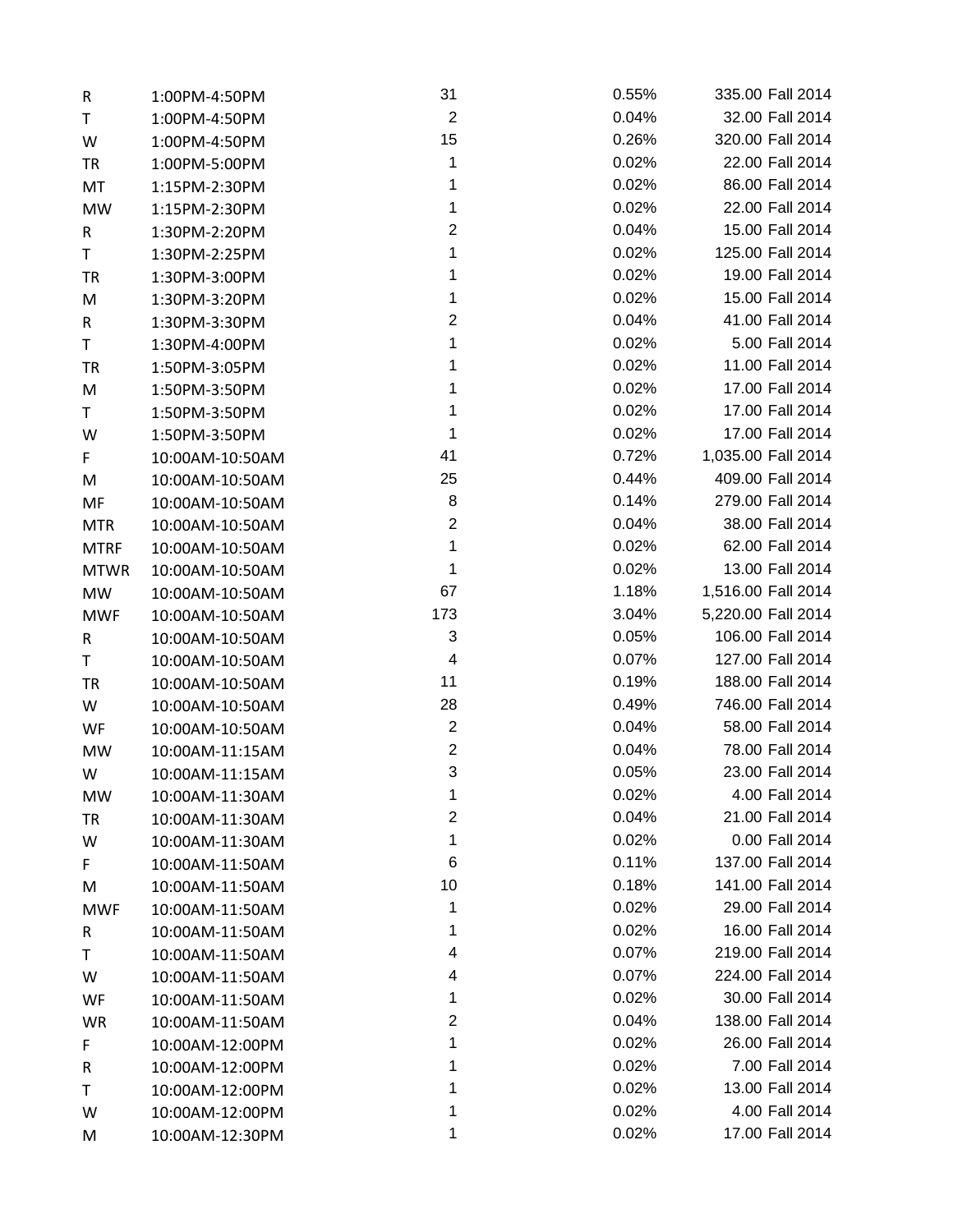| | | | | | |
|---|---|---|---|---|---|
| R | 1:00PM-4:50PM | 31 | 0.55% | 335.00 | Fall 2014 |
| T | 1:00PM-4:50PM | 2 | 0.04% | 32.00 | Fall 2014 |
| W | 1:00PM-4:50PM | 15 | 0.26% | 320.00 | Fall 2014 |
| TR | 1:00PM-5:00PM | 1 | 0.02% | 22.00 | Fall 2014 |
| MT | 1:15PM-2:30PM | 1 | 0.02% | 86.00 | Fall 2014 |
| MW | 1:15PM-2:30PM | 1 | 0.02% | 22.00 | Fall 2014 |
| R | 1:30PM-2:20PM | 2 | 0.04% | 15.00 | Fall 2014 |
| T | 1:30PM-2:25PM | 1 | 0.02% | 125.00 | Fall 2014 |
| TR | 1:30PM-3:00PM | 1 | 0.02% | 19.00 | Fall 2014 |
| M | 1:30PM-3:20PM | 1 | 0.02% | 15.00 | Fall 2014 |
| R | 1:30PM-3:30PM | 2 | 0.04% | 41.00 | Fall 2014 |
| T | 1:30PM-4:00PM | 1 | 0.02% | 5.00 | Fall 2014 |
| TR | 1:50PM-3:05PM | 1 | 0.02% | 11.00 | Fall 2014 |
| M | 1:50PM-3:50PM | 1 | 0.02% | 17.00 | Fall 2014 |
| T | 1:50PM-3:50PM | 1 | 0.02% | 17.00 | Fall 2014 |
| W | 1:50PM-3:50PM | 1 | 0.02% | 17.00 | Fall 2014 |
| F | 10:00AM-10:50AM | 41 | 0.72% | 1,035.00 | Fall 2014 |
| M | 10:00AM-10:50AM | 25 | 0.44% | 409.00 | Fall 2014 |
| MF | 10:00AM-10:50AM | 8 | 0.14% | 279.00 | Fall 2014 |
| MTR | 10:00AM-10:50AM | 2 | 0.04% | 38.00 | Fall 2014 |
| MTRF | 10:00AM-10:50AM | 1 | 0.02% | 62.00 | Fall 2014 |
| MTWR | 10:00AM-10:50AM | 1 | 0.02% | 13.00 | Fall 2014 |
| MW | 10:00AM-10:50AM | 67 | 1.18% | 1,516.00 | Fall 2014 |
| MWF | 10:00AM-10:50AM | 173 | 3.04% | 5,220.00 | Fall 2014 |
| R | 10:00AM-10:50AM | 3 | 0.05% | 106.00 | Fall 2014 |
| T | 10:00AM-10:50AM | 4 | 0.07% | 127.00 | Fall 2014 |
| TR | 10:00AM-10:50AM | 11 | 0.19% | 188.00 | Fall 2014 |
| W | 10:00AM-10:50AM | 28 | 0.49% | 746.00 | Fall 2014 |
| WF | 10:00AM-10:50AM | 2 | 0.04% | 58.00 | Fall 2014 |
| MW | 10:00AM-11:15AM | 2 | 0.04% | 78.00 | Fall 2014 |
| W | 10:00AM-11:15AM | 3 | 0.05% | 23.00 | Fall 2014 |
| MW | 10:00AM-11:30AM | 1 | 0.02% | 4.00 | Fall 2014 |
| TR | 10:00AM-11:30AM | 2 | 0.04% | 21.00 | Fall 2014 |
| W | 10:00AM-11:30AM | 1 | 0.02% | 0.00 | Fall 2014 |
| F | 10:00AM-11:50AM | 6 | 0.11% | 137.00 | Fall 2014 |
| M | 10:00AM-11:50AM | 10 | 0.18% | 141.00 | Fall 2014 |
| MWF | 10:00AM-11:50AM | 1 | 0.02% | 29.00 | Fall 2014 |
| R | 10:00AM-11:50AM | 1 | 0.02% | 16.00 | Fall 2014 |
| T | 10:00AM-11:50AM | 4 | 0.07% | 219.00 | Fall 2014 |
| W | 10:00AM-11:50AM | 4 | 0.07% | 224.00 | Fall 2014 |
| WF | 10:00AM-11:50AM | 1 | 0.02% | 30.00 | Fall 2014 |
| WR | 10:00AM-11:50AM | 2 | 0.04% | 138.00 | Fall 2014 |
| F | 10:00AM-12:00PM | 1 | 0.02% | 26.00 | Fall 2014 |
| R | 10:00AM-12:00PM | 1 | 0.02% | 7.00 | Fall 2014 |
| T | 10:00AM-12:00PM | 1 | 0.02% | 13.00 | Fall 2014 |
| W | 10:00AM-12:00PM | 1 | 0.02% | 4.00 | Fall 2014 |
| M | 10:00AM-12:30PM | 1 | 0.02% | 17.00 | Fall 2014 |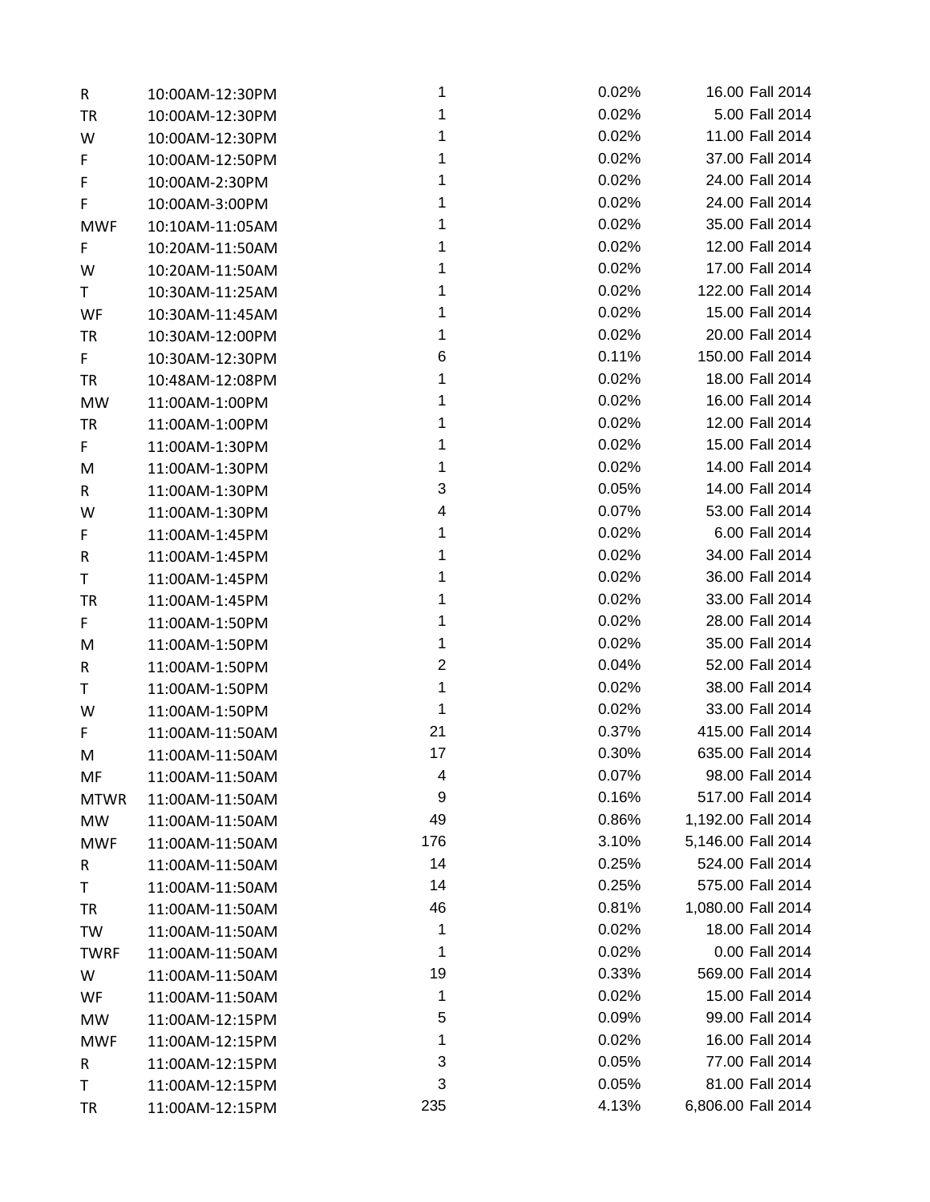| | | | | | |
|---|---|---|---|---|---|
| R | 10:00AM-12:30PM | 1 | 0.02% | 16.00 | Fall 2014 |
| TR | 10:00AM-12:30PM | 1 | 0.02% | 5.00 | Fall 2014 |
| W | 10:00AM-12:30PM | 1 | 0.02% | 11.00 | Fall 2014 |
| F | 10:00AM-12:50PM | 1 | 0.02% | 37.00 | Fall 2014 |
| F | 10:00AM-2:30PM | 1 | 0.02% | 24.00 | Fall 2014 |
| F | 10:00AM-3:00PM | 1 | 0.02% | 24.00 | Fall 2014 |
| MWF | 10:10AM-11:05AM | 1 | 0.02% | 35.00 | Fall 2014 |
| F | 10:20AM-11:50AM | 1 | 0.02% | 12.00 | Fall 2014 |
| W | 10:20AM-11:50AM | 1 | 0.02% | 17.00 | Fall 2014 |
| T | 10:30AM-11:25AM | 1 | 0.02% | 122.00 | Fall 2014 |
| WF | 10:30AM-11:45AM | 1 | 0.02% | 15.00 | Fall 2014 |
| TR | 10:30AM-12:00PM | 1 | 0.02% | 20.00 | Fall 2014 |
| F | 10:30AM-12:30PM | 6 | 0.11% | 150.00 | Fall 2014 |
| TR | 10:48AM-12:08PM | 1 | 0.02% | 18.00 | Fall 2014 |
| MW | 11:00AM-1:00PM | 1 | 0.02% | 16.00 | Fall 2014 |
| TR | 11:00AM-1:00PM | 1 | 0.02% | 12.00 | Fall 2014 |
| F | 11:00AM-1:30PM | 1 | 0.02% | 15.00 | Fall 2014 |
| M | 11:00AM-1:30PM | 1 | 0.02% | 14.00 | Fall 2014 |
| R | 11:00AM-1:30PM | 3 | 0.05% | 14.00 | Fall 2014 |
| W | 11:00AM-1:30PM | 4 | 0.07% | 53.00 | Fall 2014 |
| F | 11:00AM-1:45PM | 1 | 0.02% | 6.00 | Fall 2014 |
| R | 11:00AM-1:45PM | 1 | 0.02% | 34.00 | Fall 2014 |
| T | 11:00AM-1:45PM | 1 | 0.02% | 36.00 | Fall 2014 |
| TR | 11:00AM-1:45PM | 1 | 0.02% | 33.00 | Fall 2014 |
| F | 11:00AM-1:50PM | 1 | 0.02% | 28.00 | Fall 2014 |
| M | 11:00AM-1:50PM | 1 | 0.02% | 35.00 | Fall 2014 |
| R | 11:00AM-1:50PM | 2 | 0.04% | 52.00 | Fall 2014 |
| T | 11:00AM-1:50PM | 1 | 0.02% | 38.00 | Fall 2014 |
| W | 11:00AM-1:50PM | 1 | 0.02% | 33.00 | Fall 2014 |
| F | 11:00AM-11:50AM | 21 | 0.37% | 415.00 | Fall 2014 |
| M | 11:00AM-11:50AM | 17 | 0.30% | 635.00 | Fall 2014 |
| MF | 11:00AM-11:50AM | 4 | 0.07% | 98.00 | Fall 2014 |
| MTWR | 11:00AM-11:50AM | 9 | 0.16% | 517.00 | Fall 2014 |
| MW | 11:00AM-11:50AM | 49 | 0.86% | 1,192.00 | Fall 2014 |
| MWF | 11:00AM-11:50AM | 176 | 3.10% | 5,146.00 | Fall 2014 |
| R | 11:00AM-11:50AM | 14 | 0.25% | 524.00 | Fall 2014 |
| T | 11:00AM-11:50AM | 14 | 0.25% | 575.00 | Fall 2014 |
| TR | 11:00AM-11:50AM | 46 | 0.81% | 1,080.00 | Fall 2014 |
| TW | 11:00AM-11:50AM | 1 | 0.02% | 18.00 | Fall 2014 |
| TWRF | 11:00AM-11:50AM | 1 | 0.02% | 0.00 | Fall 2014 |
| W | 11:00AM-11:50AM | 19 | 0.33% | 569.00 | Fall 2014 |
| WF | 11:00AM-11:50AM | 1 | 0.02% | 15.00 | Fall 2014 |
| MW | 11:00AM-12:15PM | 5 | 0.09% | 99.00 | Fall 2014 |
| MWF | 11:00AM-12:15PM | 1 | 0.02% | 16.00 | Fall 2014 |
| R | 11:00AM-12:15PM | 3 | 0.05% | 77.00 | Fall 2014 |
| T | 11:00AM-12:15PM | 3 | 0.05% | 81.00 | Fall 2014 |
| TR | 11:00AM-12:15PM | 235 | 4.13% | 6,806.00 | Fall 2014 |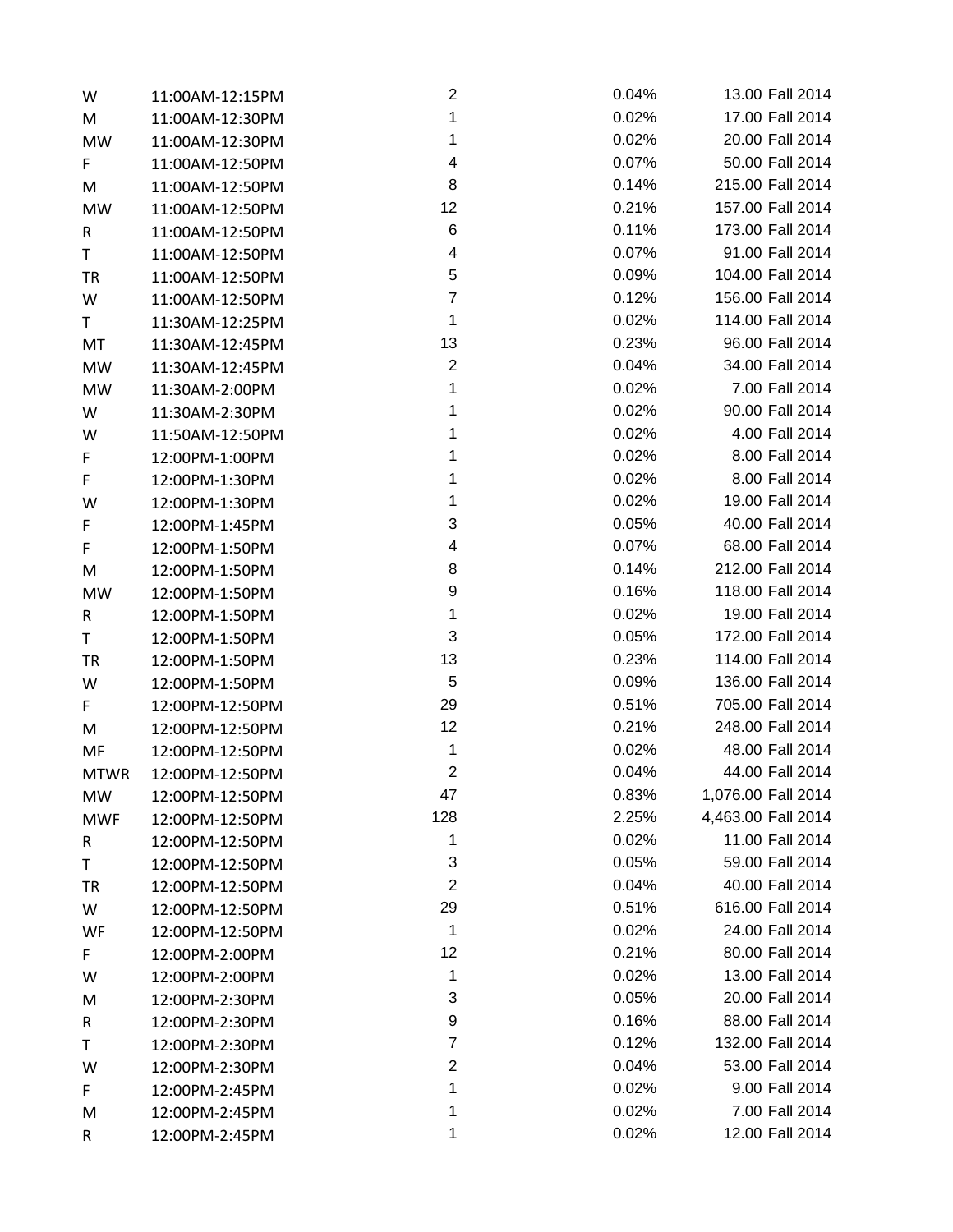| | | | | | |
|---|---|---|---|---|---|
| W | 11:00AM-12:15PM | 2 | 0.04% | 13.00 | Fall 2014 |
| M | 11:00AM-12:30PM | 1 | 0.02% | 17.00 | Fall 2014 |
| MW | 11:00AM-12:30PM | 1 | 0.02% | 20.00 | Fall 2014 |
| F | 11:00AM-12:50PM | 4 | 0.07% | 50.00 | Fall 2014 |
| M | 11:00AM-12:50PM | 8 | 0.14% | 215.00 | Fall 2014 |
| MW | 11:00AM-12:50PM | 12 | 0.21% | 157.00 | Fall 2014 |
| R | 11:00AM-12:50PM | 6 | 0.11% | 173.00 | Fall 2014 |
| T | 11:00AM-12:50PM | 4 | 0.07% | 91.00 | Fall 2014 |
| TR | 11:00AM-12:50PM | 5 | 0.09% | 104.00 | Fall 2014 |
| W | 11:00AM-12:50PM | 7 | 0.12% | 156.00 | Fall 2014 |
| T | 11:30AM-12:25PM | 1 | 0.02% | 114.00 | Fall 2014 |
| MT | 11:30AM-12:45PM | 13 | 0.23% | 96.00 | Fall 2014 |
| MW | 11:30AM-12:45PM | 2 | 0.04% | 34.00 | Fall 2014 |
| MW | 11:30AM-2:00PM | 1 | 0.02% | 7.00 | Fall 2014 |
| W | 11:30AM-2:30PM | 1 | 0.02% | 90.00 | Fall 2014 |
| W | 11:50AM-12:50PM | 1 | 0.02% | 4.00 | Fall 2014 |
| F | 12:00PM-1:00PM | 1 | 0.02% | 8.00 | Fall 2014 |
| F | 12:00PM-1:30PM | 1 | 0.02% | 8.00 | Fall 2014 |
| W | 12:00PM-1:30PM | 1 | 0.02% | 19.00 | Fall 2014 |
| F | 12:00PM-1:45PM | 3 | 0.05% | 40.00 | Fall 2014 |
| F | 12:00PM-1:50PM | 4 | 0.07% | 68.00 | Fall 2014 |
| M | 12:00PM-1:50PM | 8 | 0.14% | 212.00 | Fall 2014 |
| MW | 12:00PM-1:50PM | 9 | 0.16% | 118.00 | Fall 2014 |
| R | 12:00PM-1:50PM | 1 | 0.02% | 19.00 | Fall 2014 |
| T | 12:00PM-1:50PM | 3 | 0.05% | 172.00 | Fall 2014 |
| TR | 12:00PM-1:50PM | 13 | 0.23% | 114.00 | Fall 2014 |
| W | 12:00PM-1:50PM | 5 | 0.09% | 136.00 | Fall 2014 |
| F | 12:00PM-12:50PM | 29 | 0.51% | 705.00 | Fall 2014 |
| M | 12:00PM-12:50PM | 12 | 0.21% | 248.00 | Fall 2014 |
| MF | 12:00PM-12:50PM | 1 | 0.02% | 48.00 | Fall 2014 |
| MTWR | 12:00PM-12:50PM | 2 | 0.04% | 44.00 | Fall 2014 |
| MW | 12:00PM-12:50PM | 47 | 0.83% | 1,076.00 | Fall 2014 |
| MWF | 12:00PM-12:50PM | 128 | 2.25% | 4,463.00 | Fall 2014 |
| R | 12:00PM-12:50PM | 1 | 0.02% | 11.00 | Fall 2014 |
| T | 12:00PM-12:50PM | 3 | 0.05% | 59.00 | Fall 2014 |
| TR | 12:00PM-12:50PM | 2 | 0.04% | 40.00 | Fall 2014 |
| W | 12:00PM-12:50PM | 29 | 0.51% | 616.00 | Fall 2014 |
| WF | 12:00PM-12:50PM | 1 | 0.02% | 24.00 | Fall 2014 |
| F | 12:00PM-2:00PM | 12 | 0.21% | 80.00 | Fall 2014 |
| W | 12:00PM-2:00PM | 1 | 0.02% | 13.00 | Fall 2014 |
| M | 12:00PM-2:30PM | 3 | 0.05% | 20.00 | Fall 2014 |
| R | 12:00PM-2:30PM | 9 | 0.16% | 88.00 | Fall 2014 |
| T | 12:00PM-2:30PM | 7 | 0.12% | 132.00 | Fall 2014 |
| W | 12:00PM-2:30PM | 2 | 0.04% | 53.00 | Fall 2014 |
| F | 12:00PM-2:45PM | 1 | 0.02% | 9.00 | Fall 2014 |
| M | 12:00PM-2:45PM | 1 | 0.02% | 7.00 | Fall 2014 |
| R | 12:00PM-2:45PM | 1 | 0.02% | 12.00 | Fall 2014 |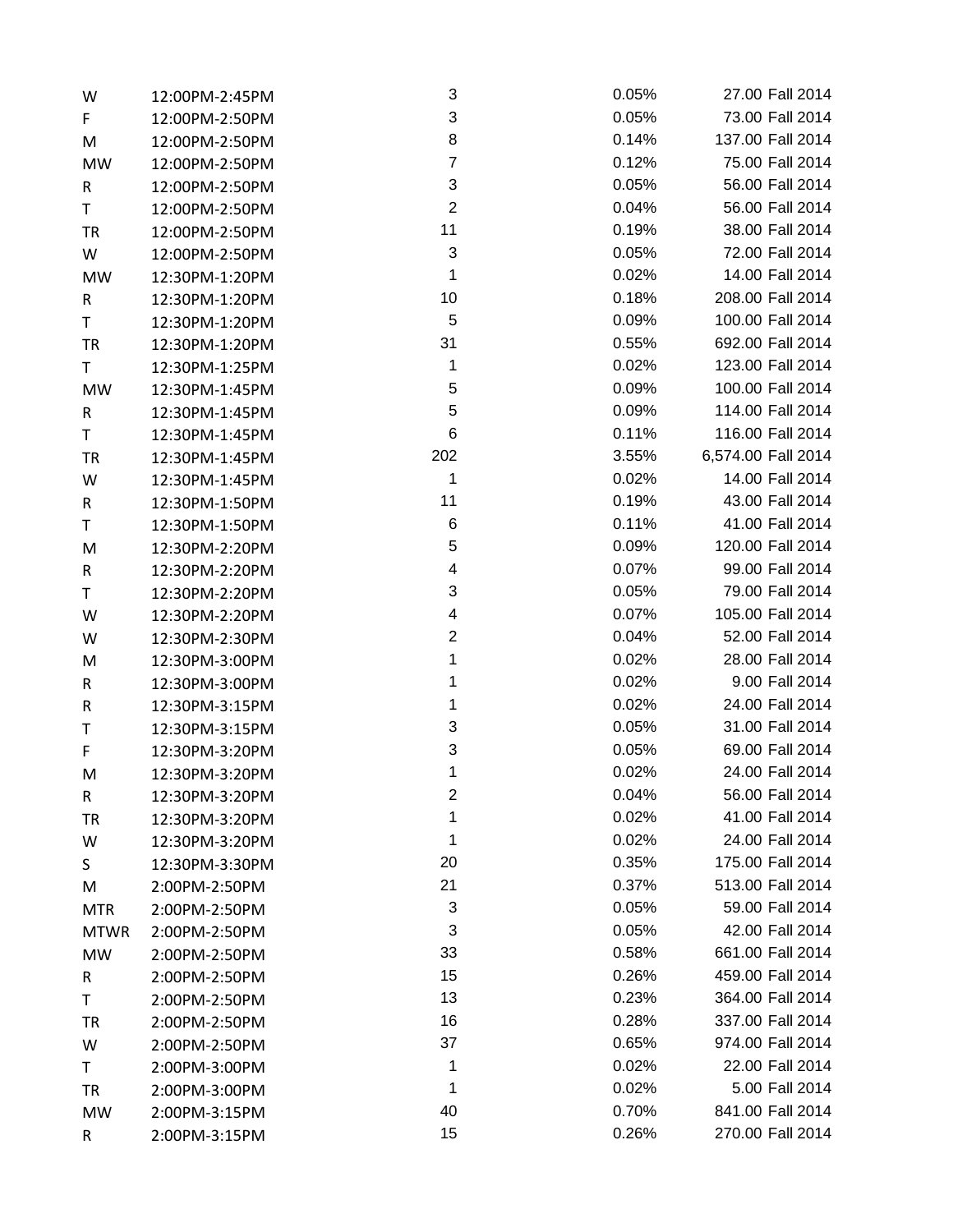| | | | | | |
|---|---|---|---|---|---|
| W | 12:00PM-2:45PM | 3 | 0.05% | 27.00 | Fall 2014 |
| F | 12:00PM-2:50PM | 3 | 0.05% | 73.00 | Fall 2014 |
| M | 12:00PM-2:50PM | 8 | 0.14% | 137.00 | Fall 2014 |
| MW | 12:00PM-2:50PM | 7 | 0.12% | 75.00 | Fall 2014 |
| R | 12:00PM-2:50PM | 3 | 0.05% | 56.00 | Fall 2014 |
| T | 12:00PM-2:50PM | 2 | 0.04% | 56.00 | Fall 2014 |
| TR | 12:00PM-2:50PM | 11 | 0.19% | 38.00 | Fall 2014 |
| W | 12:00PM-2:50PM | 3 | 0.05% | 72.00 | Fall 2014 |
| MW | 12:30PM-1:20PM | 1 | 0.02% | 14.00 | Fall 2014 |
| R | 12:30PM-1:20PM | 10 | 0.18% | 208.00 | Fall 2014 |
| T | 12:30PM-1:20PM | 5 | 0.09% | 100.00 | Fall 2014 |
| TR | 12:30PM-1:20PM | 31 | 0.55% | 692.00 | Fall 2014 |
| T | 12:30PM-1:25PM | 1 | 0.02% | 123.00 | Fall 2014 |
| MW | 12:30PM-1:45PM | 5 | 0.09% | 100.00 | Fall 2014 |
| R | 12:30PM-1:45PM | 5 | 0.09% | 114.00 | Fall 2014 |
| T | 12:30PM-1:45PM | 6 | 0.11% | 116.00 | Fall 2014 |
| TR | 12:30PM-1:45PM | 202 | 3.55% | 6,574.00 | Fall 2014 |
| W | 12:30PM-1:45PM | 1 | 0.02% | 14.00 | Fall 2014 |
| R | 12:30PM-1:50PM | 11 | 0.19% | 43.00 | Fall 2014 |
| T | 12:30PM-1:50PM | 6 | 0.11% | 41.00 | Fall 2014 |
| M | 12:30PM-2:20PM | 5 | 0.09% | 120.00 | Fall 2014 |
| R | 12:30PM-2:20PM | 4 | 0.07% | 99.00 | Fall 2014 |
| T | 12:30PM-2:20PM | 3 | 0.05% | 79.00 | Fall 2014 |
| W | 12:30PM-2:20PM | 4 | 0.07% | 105.00 | Fall 2014 |
| W | 12:30PM-2:30PM | 2 | 0.04% | 52.00 | Fall 2014 |
| M | 12:30PM-3:00PM | 1 | 0.02% | 28.00 | Fall 2014 |
| R | 12:30PM-3:00PM | 1 | 0.02% | 9.00 | Fall 2014 |
| R | 12:30PM-3:15PM | 1 | 0.02% | 24.00 | Fall 2014 |
| T | 12:30PM-3:15PM | 3 | 0.05% | 31.00 | Fall 2014 |
| F | 12:30PM-3:20PM | 3 | 0.05% | 69.00 | Fall 2014 |
| M | 12:30PM-3:20PM | 1 | 0.02% | 24.00 | Fall 2014 |
| R | 12:30PM-3:20PM | 2 | 0.04% | 56.00 | Fall 2014 |
| TR | 12:30PM-3:20PM | 1 | 0.02% | 41.00 | Fall 2014 |
| W | 12:30PM-3:20PM | 1 | 0.02% | 24.00 | Fall 2014 |
| S | 12:30PM-3:30PM | 20 | 0.35% | 175.00 | Fall 2014 |
| M | 2:00PM-2:50PM | 21 | 0.37% | 513.00 | Fall 2014 |
| MTR | 2:00PM-2:50PM | 3 | 0.05% | 59.00 | Fall 2014 |
| MTWR | 2:00PM-2:50PM | 3 | 0.05% | 42.00 | Fall 2014 |
| MW | 2:00PM-2:50PM | 33 | 0.58% | 661.00 | Fall 2014 |
| R | 2:00PM-2:50PM | 15 | 0.26% | 459.00 | Fall 2014 |
| T | 2:00PM-2:50PM | 13 | 0.23% | 364.00 | Fall 2014 |
| TR | 2:00PM-2:50PM | 16 | 0.28% | 337.00 | Fall 2014 |
| W | 2:00PM-2:50PM | 37 | 0.65% | 974.00 | Fall 2014 |
| T | 2:00PM-3:00PM | 1 | 0.02% | 22.00 | Fall 2014 |
| TR | 2:00PM-3:00PM | 1 | 0.02% | 5.00 | Fall 2014 |
| MW | 2:00PM-3:15PM | 40 | 0.70% | 841.00 | Fall 2014 |
| R | 2:00PM-3:15PM | 15 | 0.26% | 270.00 | Fall 2014 |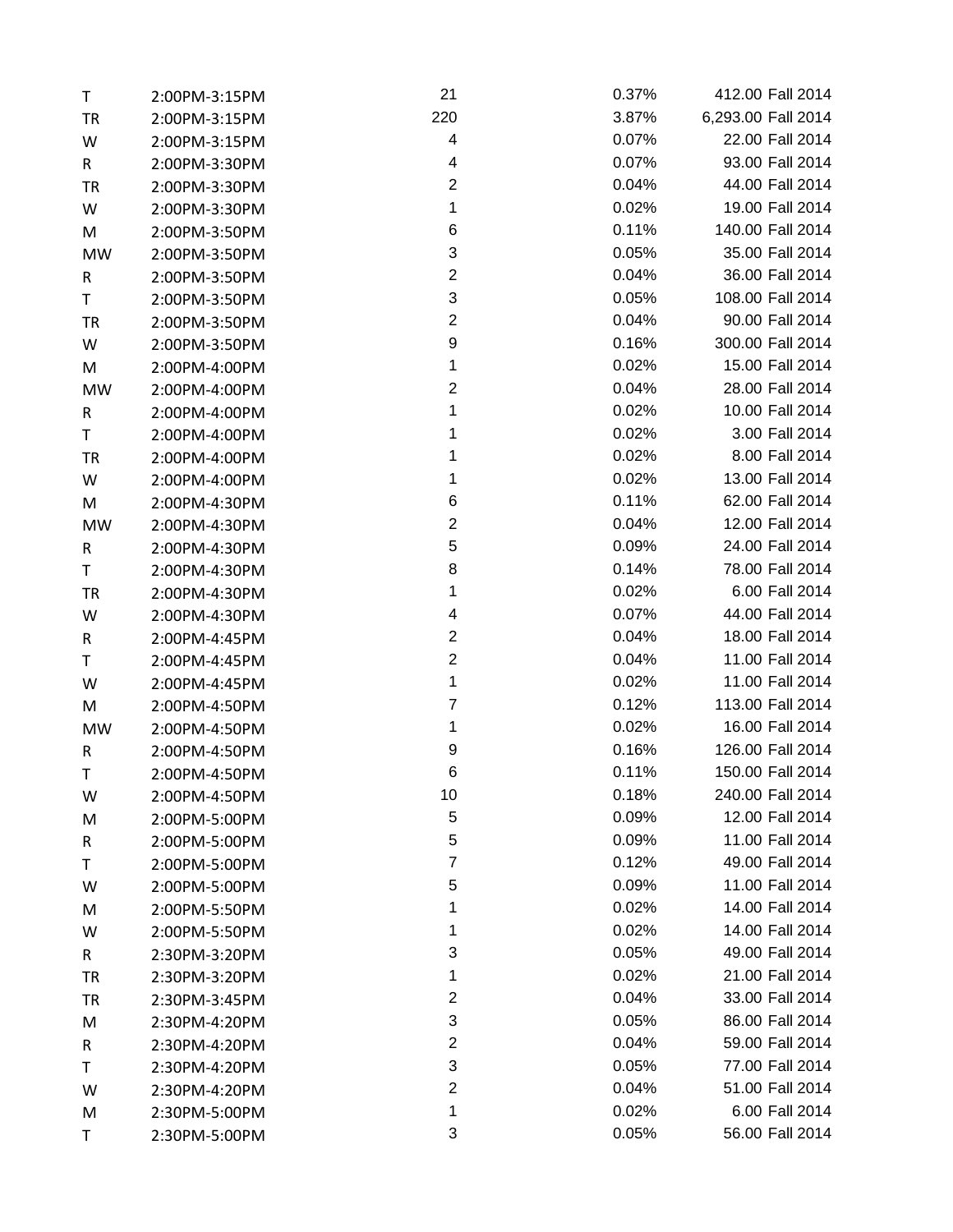| | | | | | |
|---|---|---|---|---|---|
| T | 2:00PM-3:15PM | 21 | 0.37% | 412.00 | Fall 2014 |
| TR | 2:00PM-3:15PM | 220 | 3.87% | 6,293.00 | Fall 2014 |
| W | 2:00PM-3:15PM | 4 | 0.07% | 22.00 | Fall 2014 |
| R | 2:00PM-3:30PM | 4 | 0.07% | 93.00 | Fall 2014 |
| TR | 2:00PM-3:30PM | 2 | 0.04% | 44.00 | Fall 2014 |
| W | 2:00PM-3:30PM | 1 | 0.02% | 19.00 | Fall 2014 |
| M | 2:00PM-3:50PM | 6 | 0.11% | 140.00 | Fall 2014 |
| MW | 2:00PM-3:50PM | 3 | 0.05% | 35.00 | Fall 2014 |
| R | 2:00PM-3:50PM | 2 | 0.04% | 36.00 | Fall 2014 |
| T | 2:00PM-3:50PM | 3 | 0.05% | 108.00 | Fall 2014 |
| TR | 2:00PM-3:50PM | 2 | 0.04% | 90.00 | Fall 2014 |
| W | 2:00PM-3:50PM | 9 | 0.16% | 300.00 | Fall 2014 |
| M | 2:00PM-4:00PM | 1 | 0.02% | 15.00 | Fall 2014 |
| MW | 2:00PM-4:00PM | 2 | 0.04% | 28.00 | Fall 2014 |
| R | 2:00PM-4:00PM | 1 | 0.02% | 10.00 | Fall 2014 |
| T | 2:00PM-4:00PM | 1 | 0.02% | 3.00 | Fall 2014 |
| TR | 2:00PM-4:00PM | 1 | 0.02% | 8.00 | Fall 2014 |
| W | 2:00PM-4:00PM | 1 | 0.02% | 13.00 | Fall 2014 |
| M | 2:00PM-4:30PM | 6 | 0.11% | 62.00 | Fall 2014 |
| MW | 2:00PM-4:30PM | 2 | 0.04% | 12.00 | Fall 2014 |
| R | 2:00PM-4:30PM | 5 | 0.09% | 24.00 | Fall 2014 |
| T | 2:00PM-4:30PM | 8 | 0.14% | 78.00 | Fall 2014 |
| TR | 2:00PM-4:30PM | 1 | 0.02% | 6.00 | Fall 2014 |
| W | 2:00PM-4:30PM | 4 | 0.07% | 44.00 | Fall 2014 |
| R | 2:00PM-4:45PM | 2 | 0.04% | 18.00 | Fall 2014 |
| T | 2:00PM-4:45PM | 2 | 0.04% | 11.00 | Fall 2014 |
| W | 2:00PM-4:45PM | 1 | 0.02% | 11.00 | Fall 2014 |
| M | 2:00PM-4:50PM | 7 | 0.12% | 113.00 | Fall 2014 |
| MW | 2:00PM-4:50PM | 1 | 0.02% | 16.00 | Fall 2014 |
| R | 2:00PM-4:50PM | 9 | 0.16% | 126.00 | Fall 2014 |
| T | 2:00PM-4:50PM | 6 | 0.11% | 150.00 | Fall 2014 |
| W | 2:00PM-4:50PM | 10 | 0.18% | 240.00 | Fall 2014 |
| M | 2:00PM-5:00PM | 5 | 0.09% | 12.00 | Fall 2014 |
| R | 2:00PM-5:00PM | 5 | 0.09% | 11.00 | Fall 2014 |
| T | 2:00PM-5:00PM | 7 | 0.12% | 49.00 | Fall 2014 |
| W | 2:00PM-5:00PM | 5 | 0.09% | 11.00 | Fall 2014 |
| M | 2:00PM-5:50PM | 1 | 0.02% | 14.00 | Fall 2014 |
| W | 2:00PM-5:50PM | 1 | 0.02% | 14.00 | Fall 2014 |
| R | 2:30PM-3:20PM | 3 | 0.05% | 49.00 | Fall 2014 |
| TR | 2:30PM-3:20PM | 1 | 0.02% | 21.00 | Fall 2014 |
| TR | 2:30PM-3:45PM | 2 | 0.04% | 33.00 | Fall 2014 |
| M | 2:30PM-4:20PM | 3 | 0.05% | 86.00 | Fall 2014 |
| R | 2:30PM-4:20PM | 2 | 0.04% | 59.00 | Fall 2014 |
| T | 2:30PM-4:20PM | 3 | 0.05% | 77.00 | Fall 2014 |
| W | 2:30PM-4:20PM | 2 | 0.04% | 51.00 | Fall 2014 |
| M | 2:30PM-5:00PM | 1 | 0.02% | 6.00 | Fall 2014 |
| T | 2:30PM-5:00PM | 3 | 0.05% | 56.00 | Fall 2014 |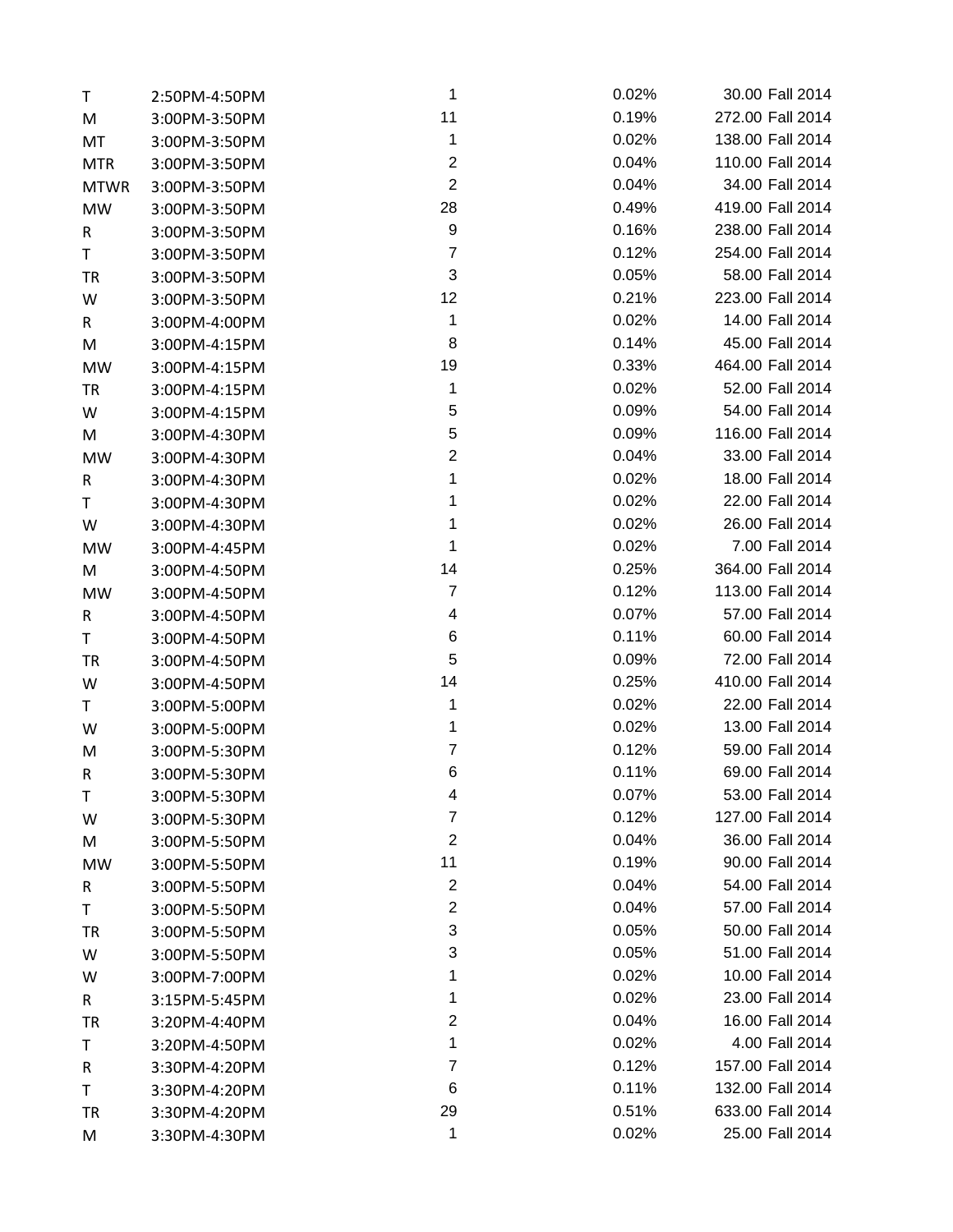| | | | | | |
|---|---|---|---|---|---|
| T | 2:50PM-4:50PM | 1 | 0.02% | 30.00 | Fall 2014 |
| M | 3:00PM-3:50PM | 11 | 0.19% | 272.00 | Fall 2014 |
| MT | 3:00PM-3:50PM | 1 | 0.02% | 138.00 | Fall 2014 |
| MTR | 3:00PM-3:50PM | 2 | 0.04% | 110.00 | Fall 2014 |
| MTWR | 3:00PM-3:50PM | 2 | 0.04% | 34.00 | Fall 2014 |
| MW | 3:00PM-3:50PM | 28 | 0.49% | 419.00 | Fall 2014 |
| R | 3:00PM-3:50PM | 9 | 0.16% | 238.00 | Fall 2014 |
| T | 3:00PM-3:50PM | 7 | 0.12% | 254.00 | Fall 2014 |
| TR | 3:00PM-3:50PM | 3 | 0.05% | 58.00 | Fall 2014 |
| W | 3:00PM-3:50PM | 12 | 0.21% | 223.00 | Fall 2014 |
| R | 3:00PM-4:00PM | 1 | 0.02% | 14.00 | Fall 2014 |
| M | 3:00PM-4:15PM | 8 | 0.14% | 45.00 | Fall 2014 |
| MW | 3:00PM-4:15PM | 19 | 0.33% | 464.00 | Fall 2014 |
| TR | 3:00PM-4:15PM | 1 | 0.02% | 52.00 | Fall 2014 |
| W | 3:00PM-4:15PM | 5 | 0.09% | 54.00 | Fall 2014 |
| M | 3:00PM-4:30PM | 5 | 0.09% | 116.00 | Fall 2014 |
| MW | 3:00PM-4:30PM | 2 | 0.04% | 33.00 | Fall 2014 |
| R | 3:00PM-4:30PM | 1 | 0.02% | 18.00 | Fall 2014 |
| T | 3:00PM-4:30PM | 1 | 0.02% | 22.00 | Fall 2014 |
| W | 3:00PM-4:30PM | 1 | 0.02% | 26.00 | Fall 2014 |
| MW | 3:00PM-4:45PM | 1 | 0.02% | 7.00 | Fall 2014 |
| M | 3:00PM-4:50PM | 14 | 0.25% | 364.00 | Fall 2014 |
| MW | 3:00PM-4:50PM | 7 | 0.12% | 113.00 | Fall 2014 |
| R | 3:00PM-4:50PM | 4 | 0.07% | 57.00 | Fall 2014 |
| T | 3:00PM-4:50PM | 6 | 0.11% | 60.00 | Fall 2014 |
| TR | 3:00PM-4:50PM | 5 | 0.09% | 72.00 | Fall 2014 |
| W | 3:00PM-4:50PM | 14 | 0.25% | 410.00 | Fall 2014 |
| T | 3:00PM-5:00PM | 1 | 0.02% | 22.00 | Fall 2014 |
| W | 3:00PM-5:00PM | 1 | 0.02% | 13.00 | Fall 2014 |
| M | 3:00PM-5:30PM | 7 | 0.12% | 59.00 | Fall 2014 |
| R | 3:00PM-5:30PM | 6 | 0.11% | 69.00 | Fall 2014 |
| T | 3:00PM-5:30PM | 4 | 0.07% | 53.00 | Fall 2014 |
| W | 3:00PM-5:30PM | 7 | 0.12% | 127.00 | Fall 2014 |
| M | 3:00PM-5:50PM | 2 | 0.04% | 36.00 | Fall 2014 |
| MW | 3:00PM-5:50PM | 11 | 0.19% | 90.00 | Fall 2014 |
| R | 3:00PM-5:50PM | 2 | 0.04% | 54.00 | Fall 2014 |
| T | 3:00PM-5:50PM | 2 | 0.04% | 57.00 | Fall 2014 |
| TR | 3:00PM-5:50PM | 3 | 0.05% | 50.00 | Fall 2014 |
| W | 3:00PM-5:50PM | 3 | 0.05% | 51.00 | Fall 2014 |
| W | 3:00PM-7:00PM | 1 | 0.02% | 10.00 | Fall 2014 |
| R | 3:15PM-5:45PM | 1 | 0.02% | 23.00 | Fall 2014 |
| TR | 3:20PM-4:40PM | 2 | 0.04% | 16.00 | Fall 2014 |
| T | 3:20PM-4:50PM | 1 | 0.02% | 4.00 | Fall 2014 |
| R | 3:30PM-4:20PM | 7 | 0.12% | 157.00 | Fall 2014 |
| T | 3:30PM-4:20PM | 6 | 0.11% | 132.00 | Fall 2014 |
| TR | 3:30PM-4:20PM | 29 | 0.51% | 633.00 | Fall 2014 |
| M | 3:30PM-4:30PM | 1 | 0.02% | 25.00 | Fall 2014 |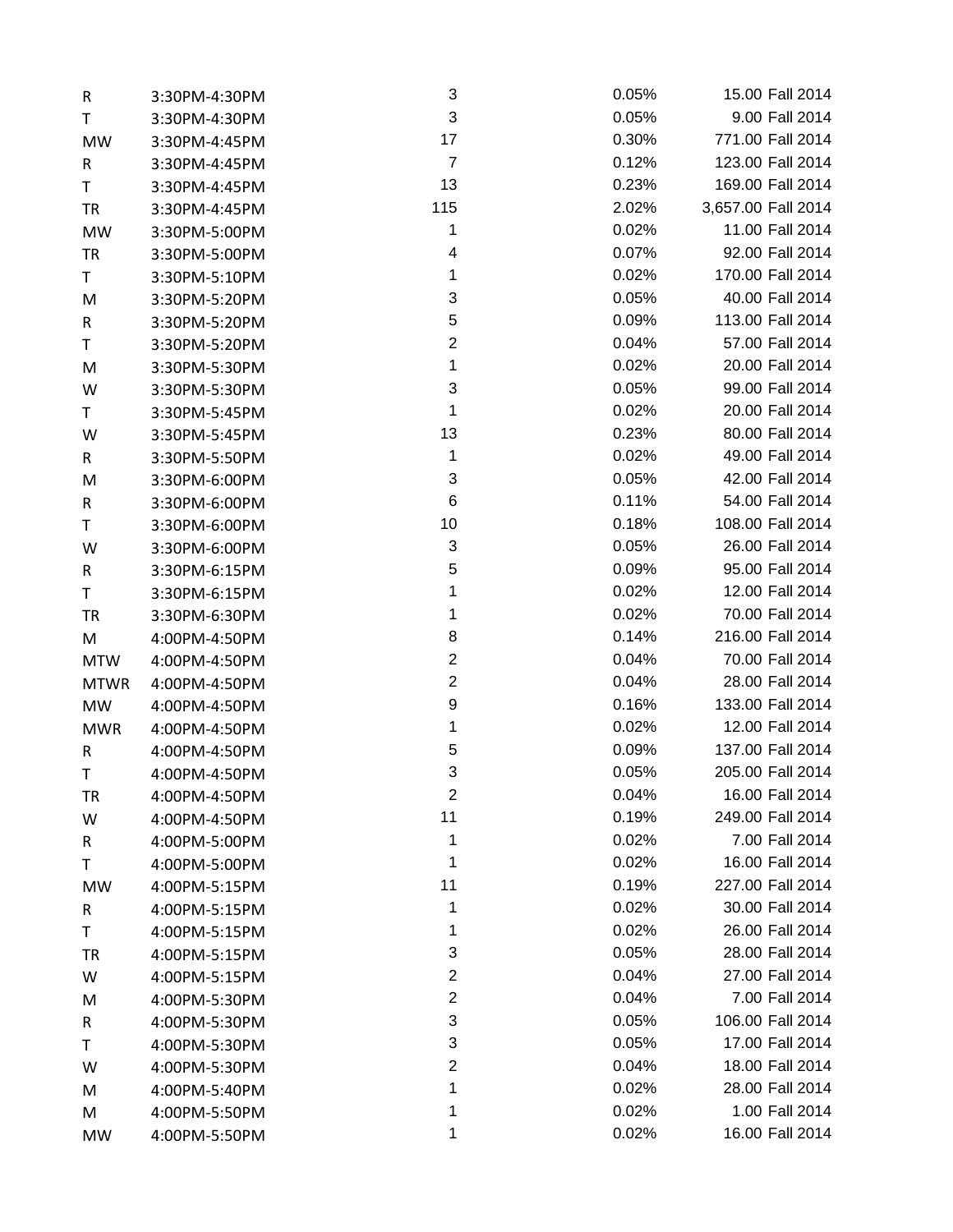| | | | | | |
|---|---|---|---|---|---|
| R | 3:30PM-4:30PM | 3 | 0.05% | 15.00 | Fall 2014 |
| T | 3:30PM-4:30PM | 3 | 0.05% | 9.00 | Fall 2014 |
| MW | 3:30PM-4:45PM | 17 | 0.30% | 771.00 | Fall 2014 |
| R | 3:30PM-4:45PM | 7 | 0.12% | 123.00 | Fall 2014 |
| T | 3:30PM-4:45PM | 13 | 0.23% | 169.00 | Fall 2014 |
| TR | 3:30PM-4:45PM | 115 | 2.02% | 3,657.00 | Fall 2014 |
| MW | 3:30PM-5:00PM | 1 | 0.02% | 11.00 | Fall 2014 |
| TR | 3:30PM-5:00PM | 4 | 0.07% | 92.00 | Fall 2014 |
| T | 3:30PM-5:10PM | 1 | 0.02% | 170.00 | Fall 2014 |
| M | 3:30PM-5:20PM | 3 | 0.05% | 40.00 | Fall 2014 |
| R | 3:30PM-5:20PM | 5 | 0.09% | 113.00 | Fall 2014 |
| T | 3:30PM-5:20PM | 2 | 0.04% | 57.00 | Fall 2014 |
| M | 3:30PM-5:30PM | 1 | 0.02% | 20.00 | Fall 2014 |
| W | 3:30PM-5:30PM | 3 | 0.05% | 99.00 | Fall 2014 |
| T | 3:30PM-5:45PM | 1 | 0.02% | 20.00 | Fall 2014 |
| W | 3:30PM-5:45PM | 13 | 0.23% | 80.00 | Fall 2014 |
| R | 3:30PM-5:50PM | 1 | 0.02% | 49.00 | Fall 2014 |
| M | 3:30PM-6:00PM | 3 | 0.05% | 42.00 | Fall 2014 |
| R | 3:30PM-6:00PM | 6 | 0.11% | 54.00 | Fall 2014 |
| T | 3:30PM-6:00PM | 10 | 0.18% | 108.00 | Fall 2014 |
| W | 3:30PM-6:00PM | 3 | 0.05% | 26.00 | Fall 2014 |
| R | 3:30PM-6:15PM | 5 | 0.09% | 95.00 | Fall 2014 |
| T | 3:30PM-6:15PM | 1 | 0.02% | 12.00 | Fall 2014 |
| TR | 3:30PM-6:30PM | 1 | 0.02% | 70.00 | Fall 2014 |
| M | 4:00PM-4:50PM | 8 | 0.14% | 216.00 | Fall 2014 |
| MTW | 4:00PM-4:50PM | 2 | 0.04% | 70.00 | Fall 2014 |
| MTWR | 4:00PM-4:50PM | 2 | 0.04% | 28.00 | Fall 2014 |
| MW | 4:00PM-4:50PM | 9 | 0.16% | 133.00 | Fall 2014 |
| MWR | 4:00PM-4:50PM | 1 | 0.02% | 12.00 | Fall 2014 |
| R | 4:00PM-4:50PM | 5 | 0.09% | 137.00 | Fall 2014 |
| T | 4:00PM-4:50PM | 3 | 0.05% | 205.00 | Fall 2014 |
| TR | 4:00PM-4:50PM | 2 | 0.04% | 16.00 | Fall 2014 |
| W | 4:00PM-4:50PM | 11 | 0.19% | 249.00 | Fall 2014 |
| R | 4:00PM-5:00PM | 1 | 0.02% | 7.00 | Fall 2014 |
| T | 4:00PM-5:00PM | 1 | 0.02% | 16.00 | Fall 2014 |
| MW | 4:00PM-5:15PM | 11 | 0.19% | 227.00 | Fall 2014 |
| R | 4:00PM-5:15PM | 1 | 0.02% | 30.00 | Fall 2014 |
| T | 4:00PM-5:15PM | 1 | 0.02% | 26.00 | Fall 2014 |
| TR | 4:00PM-5:15PM | 3 | 0.05% | 28.00 | Fall 2014 |
| W | 4:00PM-5:15PM | 2 | 0.04% | 27.00 | Fall 2014 |
| M | 4:00PM-5:30PM | 2 | 0.04% | 7.00 | Fall 2014 |
| R | 4:00PM-5:30PM | 3 | 0.05% | 106.00 | Fall 2014 |
| T | 4:00PM-5:30PM | 3 | 0.05% | 17.00 | Fall 2014 |
| W | 4:00PM-5:30PM | 2 | 0.04% | 18.00 | Fall 2014 |
| M | 4:00PM-5:40PM | 1 | 0.02% | 28.00 | Fall 2014 |
| M | 4:00PM-5:50PM | 1 | 0.02% | 1.00 | Fall 2014 |
| MW | 4:00PM-5:50PM | 1 | 0.02% | 16.00 | Fall 2014 |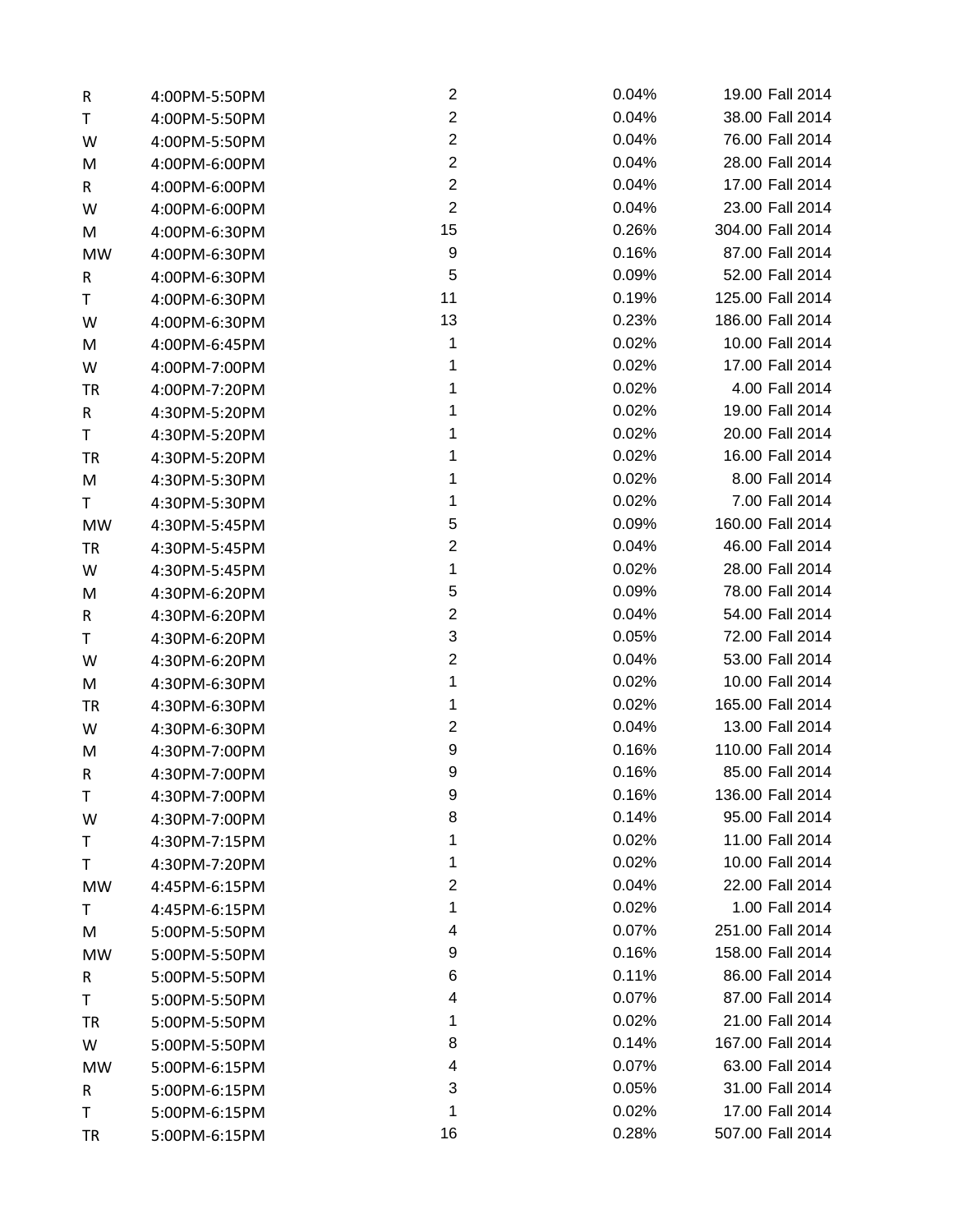| | | | | | |
|---|---|---|---|---|---|
| R | 4:00PM-5:50PM | 2 | 0.04% | 19.00 | Fall 2014 |
| T | 4:00PM-5:50PM | 2 | 0.04% | 38.00 | Fall 2014 |
| W | 4:00PM-5:50PM | 2 | 0.04% | 76.00 | Fall 2014 |
| M | 4:00PM-6:00PM | 2 | 0.04% | 28.00 | Fall 2014 |
| R | 4:00PM-6:00PM | 2 | 0.04% | 17.00 | Fall 2014 |
| W | 4:00PM-6:00PM | 2 | 0.04% | 23.00 | Fall 2014 |
| M | 4:00PM-6:30PM | 15 | 0.26% | 304.00 | Fall 2014 |
| MW | 4:00PM-6:30PM | 9 | 0.16% | 87.00 | Fall 2014 |
| R | 4:00PM-6:30PM | 5 | 0.09% | 52.00 | Fall 2014 |
| T | 4:00PM-6:30PM | 11 | 0.19% | 125.00 | Fall 2014 |
| W | 4:00PM-6:30PM | 13 | 0.23% | 186.00 | Fall 2014 |
| M | 4:00PM-6:45PM | 1 | 0.02% | 10.00 | Fall 2014 |
| W | 4:00PM-7:00PM | 1 | 0.02% | 17.00 | Fall 2014 |
| TR | 4:00PM-7:20PM | 1 | 0.02% | 4.00 | Fall 2014 |
| R | 4:30PM-5:20PM | 1 | 0.02% | 19.00 | Fall 2014 |
| T | 4:30PM-5:20PM | 1 | 0.02% | 20.00 | Fall 2014 |
| TR | 4:30PM-5:20PM | 1 | 0.02% | 16.00 | Fall 2014 |
| M | 4:30PM-5:30PM | 1 | 0.02% | 8.00 | Fall 2014 |
| T | 4:30PM-5:30PM | 1 | 0.02% | 7.00 | Fall 2014 |
| MW | 4:30PM-5:45PM | 5 | 0.09% | 160.00 | Fall 2014 |
| TR | 4:30PM-5:45PM | 2 | 0.04% | 46.00 | Fall 2014 |
| W | 4:30PM-5:45PM | 1 | 0.02% | 28.00 | Fall 2014 |
| M | 4:30PM-6:20PM | 5 | 0.09% | 78.00 | Fall 2014 |
| R | 4:30PM-6:20PM | 2 | 0.04% | 54.00 | Fall 2014 |
| T | 4:30PM-6:20PM | 3 | 0.05% | 72.00 | Fall 2014 |
| W | 4:30PM-6:20PM | 2 | 0.04% | 53.00 | Fall 2014 |
| M | 4:30PM-6:30PM | 1 | 0.02% | 10.00 | Fall 2014 |
| TR | 4:30PM-6:30PM | 1 | 0.02% | 165.00 | Fall 2014 |
| W | 4:30PM-6:30PM | 2 | 0.04% | 13.00 | Fall 2014 |
| M | 4:30PM-7:00PM | 9 | 0.16% | 110.00 | Fall 2014 |
| R | 4:30PM-7:00PM | 9 | 0.16% | 85.00 | Fall 2014 |
| T | 4:30PM-7:00PM | 9 | 0.16% | 136.00 | Fall 2014 |
| W | 4:30PM-7:00PM | 8 | 0.14% | 95.00 | Fall 2014 |
| T | 4:30PM-7:15PM | 1 | 0.02% | 11.00 | Fall 2014 |
| T | 4:30PM-7:20PM | 1 | 0.02% | 10.00 | Fall 2014 |
| MW | 4:45PM-6:15PM | 2 | 0.04% | 22.00 | Fall 2014 |
| T | 4:45PM-6:15PM | 1 | 0.02% | 1.00 | Fall 2014 |
| M | 5:00PM-5:50PM | 4 | 0.07% | 251.00 | Fall 2014 |
| MW | 5:00PM-5:50PM | 9 | 0.16% | 158.00 | Fall 2014 |
| R | 5:00PM-5:50PM | 6 | 0.11% | 86.00 | Fall 2014 |
| T | 5:00PM-5:50PM | 4 | 0.07% | 87.00 | Fall 2014 |
| TR | 5:00PM-5:50PM | 1 | 0.02% | 21.00 | Fall 2014 |
| W | 5:00PM-5:50PM | 8 | 0.14% | 167.00 | Fall 2014 |
| MW | 5:00PM-6:15PM | 4 | 0.07% | 63.00 | Fall 2014 |
| R | 5:00PM-6:15PM | 3 | 0.05% | 31.00 | Fall 2014 |
| T | 5:00PM-6:15PM | 1 | 0.02% | 17.00 | Fall 2014 |
| TR | 5:00PM-6:15PM | 16 | 0.28% | 507.00 | Fall 2014 |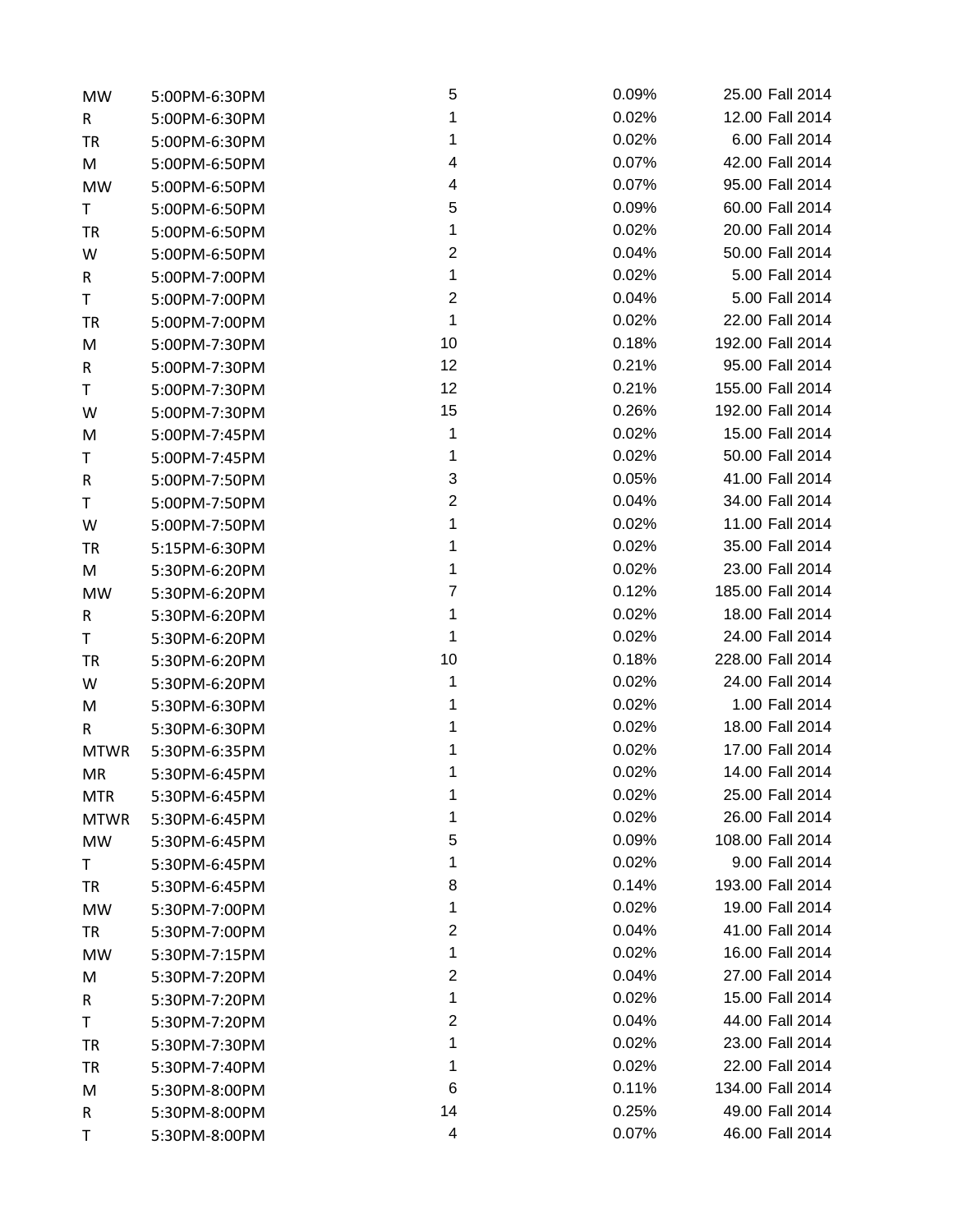| | | | | | |
|---|---|---|---|---|---|
| MW | 5:00PM-6:30PM | 5 | 0.09% | 25.00 | Fall 2014 |
| R | 5:00PM-6:30PM | 1 | 0.02% | 12.00 | Fall 2014 |
| TR | 5:00PM-6:30PM | 1 | 0.02% | 6.00 | Fall 2014 |
| M | 5:00PM-6:50PM | 4 | 0.07% | 42.00 | Fall 2014 |
| MW | 5:00PM-6:50PM | 4 | 0.07% | 95.00 | Fall 2014 |
| T | 5:00PM-6:50PM | 5 | 0.09% | 60.00 | Fall 2014 |
| TR | 5:00PM-6:50PM | 1 | 0.02% | 20.00 | Fall 2014 |
| W | 5:00PM-6:50PM | 2 | 0.04% | 50.00 | Fall 2014 |
| R | 5:00PM-7:00PM | 1 | 0.02% | 5.00 | Fall 2014 |
| T | 5:00PM-7:00PM | 2 | 0.04% | 5.00 | Fall 2014 |
| TR | 5:00PM-7:00PM | 1 | 0.02% | 22.00 | Fall 2014 |
| M | 5:00PM-7:30PM | 10 | 0.18% | 192.00 | Fall 2014 |
| R | 5:00PM-7:30PM | 12 | 0.21% | 95.00 | Fall 2014 |
| T | 5:00PM-7:30PM | 12 | 0.21% | 155.00 | Fall 2014 |
| W | 5:00PM-7:30PM | 15 | 0.26% | 192.00 | Fall 2014 |
| M | 5:00PM-7:45PM | 1 | 0.02% | 15.00 | Fall 2014 |
| T | 5:00PM-7:45PM | 1 | 0.02% | 50.00 | Fall 2014 |
| R | 5:00PM-7:50PM | 3 | 0.05% | 41.00 | Fall 2014 |
| T | 5:00PM-7:50PM | 2 | 0.04% | 34.00 | Fall 2014 |
| W | 5:00PM-7:50PM | 1 | 0.02% | 11.00 | Fall 2014 |
| TR | 5:15PM-6:30PM | 1 | 0.02% | 35.00 | Fall 2014 |
| M | 5:30PM-6:20PM | 1 | 0.02% | 23.00 | Fall 2014 |
| MW | 5:30PM-6:20PM | 7 | 0.12% | 185.00 | Fall 2014 |
| R | 5:30PM-6:20PM | 1 | 0.02% | 18.00 | Fall 2014 |
| T | 5:30PM-6:20PM | 1 | 0.02% | 24.00 | Fall 2014 |
| TR | 5:30PM-6:20PM | 10 | 0.18% | 228.00 | Fall 2014 |
| W | 5:30PM-6:20PM | 1 | 0.02% | 24.00 | Fall 2014 |
| M | 5:30PM-6:30PM | 1 | 0.02% | 1.00 | Fall 2014 |
| R | 5:30PM-6:30PM | 1 | 0.02% | 18.00 | Fall 2014 |
| MTWR | 5:30PM-6:35PM | 1 | 0.02% | 17.00 | Fall 2014 |
| MR | 5:30PM-6:45PM | 1 | 0.02% | 14.00 | Fall 2014 |
| MTR | 5:30PM-6:45PM | 1 | 0.02% | 25.00 | Fall 2014 |
| MTWR | 5:30PM-6:45PM | 1 | 0.02% | 26.00 | Fall 2014 |
| MW | 5:30PM-6:45PM | 5 | 0.09% | 108.00 | Fall 2014 |
| T | 5:30PM-6:45PM | 1 | 0.02% | 9.00 | Fall 2014 |
| TR | 5:30PM-6:45PM | 8 | 0.14% | 193.00 | Fall 2014 |
| MW | 5:30PM-7:00PM | 1 | 0.02% | 19.00 | Fall 2014 |
| TR | 5:30PM-7:00PM | 2 | 0.04% | 41.00 | Fall 2014 |
| MW | 5:30PM-7:15PM | 1 | 0.02% | 16.00 | Fall 2014 |
| M | 5:30PM-7:20PM | 2 | 0.04% | 27.00 | Fall 2014 |
| R | 5:30PM-7:20PM | 1 | 0.02% | 15.00 | Fall 2014 |
| T | 5:30PM-7:20PM | 2 | 0.04% | 44.00 | Fall 2014 |
| TR | 5:30PM-7:30PM | 1 | 0.02% | 23.00 | Fall 2014 |
| TR | 5:30PM-7:40PM | 1 | 0.02% | 22.00 | Fall 2014 |
| M | 5:30PM-8:00PM | 6 | 0.11% | 134.00 | Fall 2014 |
| R | 5:30PM-8:00PM | 14 | 0.25% | 49.00 | Fall 2014 |
| T | 5:30PM-8:00PM | 4 | 0.07% | 46.00 | Fall 2014 |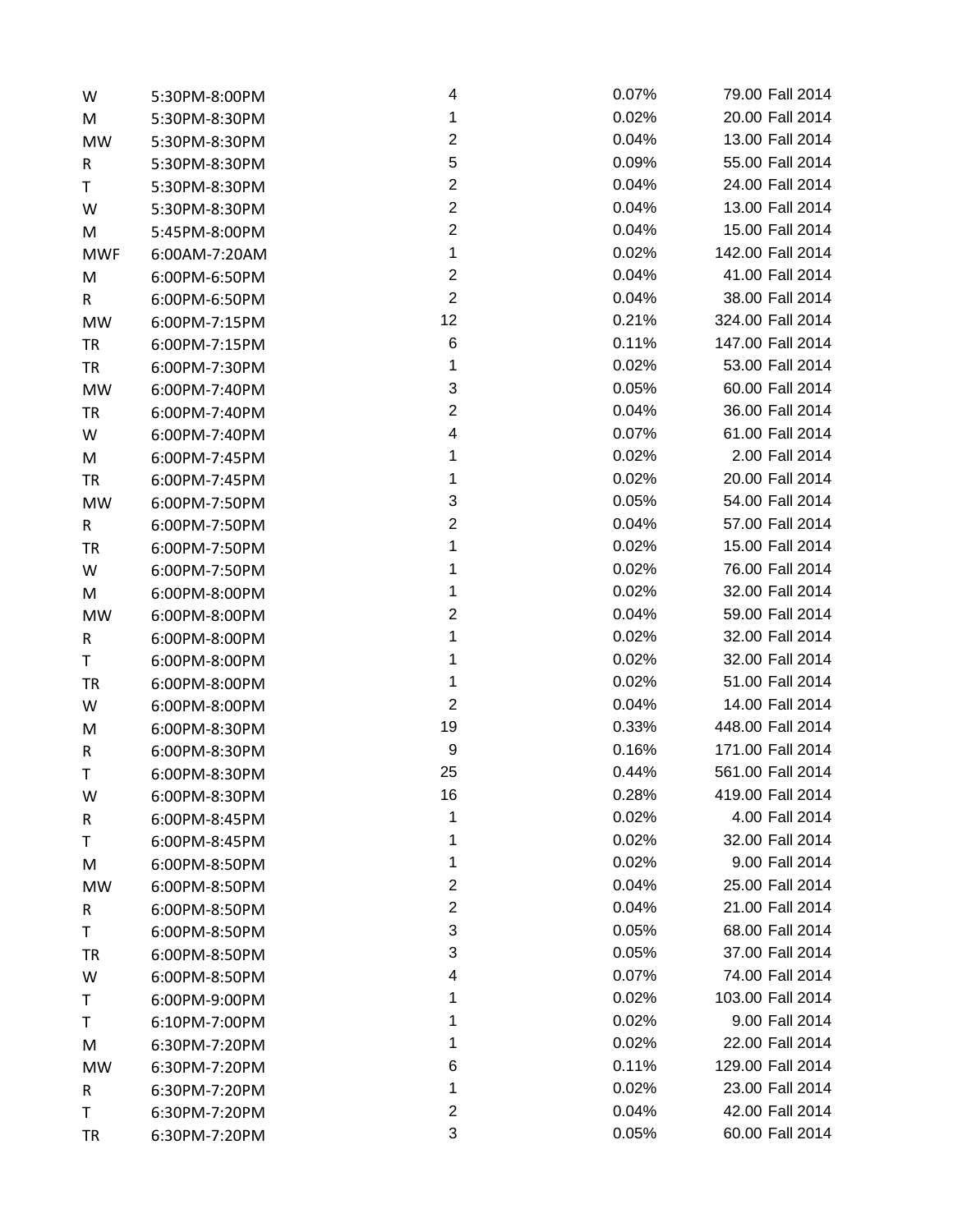| | | | | | |
|---|---|---|---|---|---|
| W | 5:30PM-8:00PM | 4 | 0.07% | 79.00 | Fall 2014 |
| M | 5:30PM-8:30PM | 1 | 0.02% | 20.00 | Fall 2014 |
| MW | 5:30PM-8:30PM | 2 | 0.04% | 13.00 | Fall 2014 |
| R | 5:30PM-8:30PM | 5 | 0.09% | 55.00 | Fall 2014 |
| T | 5:30PM-8:30PM | 2 | 0.04% | 24.00 | Fall 2014 |
| W | 5:30PM-8:30PM | 2 | 0.04% | 13.00 | Fall 2014 |
| M | 5:45PM-8:00PM | 2 | 0.04% | 15.00 | Fall 2014 |
| MWF | 6:00AM-7:20AM | 1 | 0.02% | 142.00 | Fall 2014 |
| M | 6:00PM-6:50PM | 2 | 0.04% | 41.00 | Fall 2014 |
| R | 6:00PM-6:50PM | 2 | 0.04% | 38.00 | Fall 2014 |
| MW | 6:00PM-7:15PM | 12 | 0.21% | 324.00 | Fall 2014 |
| TR | 6:00PM-7:15PM | 6 | 0.11% | 147.00 | Fall 2014 |
| TR | 6:00PM-7:30PM | 1 | 0.02% | 53.00 | Fall 2014 |
| MW | 6:00PM-7:40PM | 3 | 0.05% | 60.00 | Fall 2014 |
| TR | 6:00PM-7:40PM | 2 | 0.04% | 36.00 | Fall 2014 |
| W | 6:00PM-7:40PM | 4 | 0.07% | 61.00 | Fall 2014 |
| M | 6:00PM-7:45PM | 1 | 0.02% | 2.00 | Fall 2014 |
| TR | 6:00PM-7:45PM | 1 | 0.02% | 20.00 | Fall 2014 |
| MW | 6:00PM-7:50PM | 3 | 0.05% | 54.00 | Fall 2014 |
| R | 6:00PM-7:50PM | 2 | 0.04% | 57.00 | Fall 2014 |
| TR | 6:00PM-7:50PM | 1 | 0.02% | 15.00 | Fall 2014 |
| W | 6:00PM-7:50PM | 1 | 0.02% | 76.00 | Fall 2014 |
| M | 6:00PM-8:00PM | 1 | 0.02% | 32.00 | Fall 2014 |
| MW | 6:00PM-8:00PM | 2 | 0.04% | 59.00 | Fall 2014 |
| R | 6:00PM-8:00PM | 1 | 0.02% | 32.00 | Fall 2014 |
| T | 6:00PM-8:00PM | 1 | 0.02% | 32.00 | Fall 2014 |
| TR | 6:00PM-8:00PM | 1 | 0.02% | 51.00 | Fall 2014 |
| W | 6:00PM-8:00PM | 2 | 0.04% | 14.00 | Fall 2014 |
| M | 6:00PM-8:30PM | 19 | 0.33% | 448.00 | Fall 2014 |
| R | 6:00PM-8:30PM | 9 | 0.16% | 171.00 | Fall 2014 |
| T | 6:00PM-8:30PM | 25 | 0.44% | 561.00 | Fall 2014 |
| W | 6:00PM-8:30PM | 16 | 0.28% | 419.00 | Fall 2014 |
| R | 6:00PM-8:45PM | 1 | 0.02% | 4.00 | Fall 2014 |
| T | 6:00PM-8:45PM | 1 | 0.02% | 32.00 | Fall 2014 |
| M | 6:00PM-8:50PM | 1 | 0.02% | 9.00 | Fall 2014 |
| MW | 6:00PM-8:50PM | 2 | 0.04% | 25.00 | Fall 2014 |
| R | 6:00PM-8:50PM | 2 | 0.04% | 21.00 | Fall 2014 |
| T | 6:00PM-8:50PM | 3 | 0.05% | 68.00 | Fall 2014 |
| TR | 6:00PM-8:50PM | 3 | 0.05% | 37.00 | Fall 2014 |
| W | 6:00PM-8:50PM | 4 | 0.07% | 74.00 | Fall 2014 |
| T | 6:00PM-9:00PM | 1 | 0.02% | 103.00 | Fall 2014 |
| T | 6:10PM-7:00PM | 1 | 0.02% | 9.00 | Fall 2014 |
| M | 6:30PM-7:20PM | 1 | 0.02% | 22.00 | Fall 2014 |
| MW | 6:30PM-7:20PM | 6 | 0.11% | 129.00 | Fall 2014 |
| R | 6:30PM-7:20PM | 1 | 0.02% | 23.00 | Fall 2014 |
| T | 6:30PM-7:20PM | 2 | 0.04% | 42.00 | Fall 2014 |
| TR | 6:30PM-7:20PM | 3 | 0.05% | 60.00 | Fall 2014 |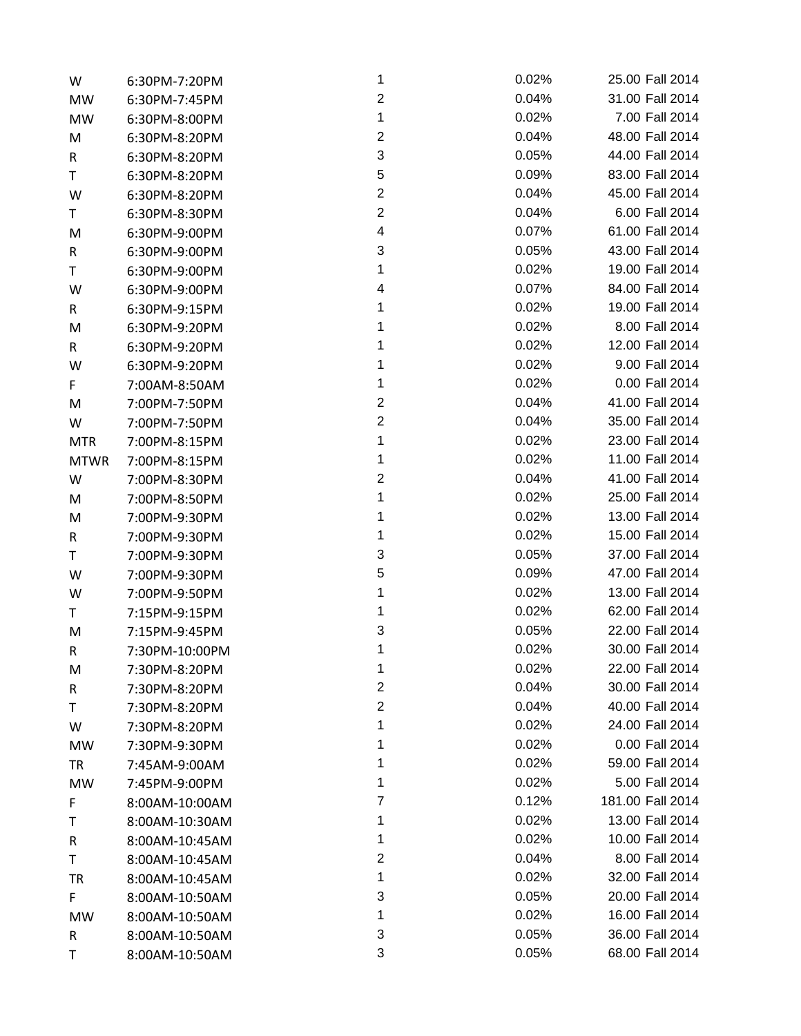| | | | | | |
|---|---|---|---|---|---|
| W | 6:30PM-7:20PM | 1 | 0.02% | 25.00 | Fall 2014 |
| MW | 6:30PM-7:45PM | 2 | 0.04% | 31.00 | Fall 2014 |
| MW | 6:30PM-8:00PM | 1 | 0.02% | 7.00 | Fall 2014 |
| M | 6:30PM-8:20PM | 2 | 0.04% | 48.00 | Fall 2014 |
| R | 6:30PM-8:20PM | 3 | 0.05% | 44.00 | Fall 2014 |
| T | 6:30PM-8:20PM | 5 | 0.09% | 83.00 | Fall 2014 |
| W | 6:30PM-8:20PM | 2 | 0.04% | 45.00 | Fall 2014 |
| T | 6:30PM-8:30PM | 2 | 0.04% | 6.00 | Fall 2014 |
| M | 6:30PM-9:00PM | 4 | 0.07% | 61.00 | Fall 2014 |
| R | 6:30PM-9:00PM | 3 | 0.05% | 43.00 | Fall 2014 |
| T | 6:30PM-9:00PM | 1 | 0.02% | 19.00 | Fall 2014 |
| W | 6:30PM-9:00PM | 4 | 0.07% | 84.00 | Fall 2014 |
| R | 6:30PM-9:15PM | 1 | 0.02% | 19.00 | Fall 2014 |
| M | 6:30PM-9:20PM | 1 | 0.02% | 8.00 | Fall 2014 |
| R | 6:30PM-9:20PM | 1 | 0.02% | 12.00 | Fall 2014 |
| W | 6:30PM-9:20PM | 1 | 0.02% | 9.00 | Fall 2014 |
| F | 7:00AM-8:50AM | 1 | 0.02% | 0.00 | Fall 2014 |
| M | 7:00PM-7:50PM | 2 | 0.04% | 41.00 | Fall 2014 |
| W | 7:00PM-7:50PM | 2 | 0.04% | 35.00 | Fall 2014 |
| MTR | 7:00PM-8:15PM | 1 | 0.02% | 23.00 | Fall 2014 |
| MTWR | 7:00PM-8:15PM | 1 | 0.02% | 11.00 | Fall 2014 |
| W | 7:00PM-8:30PM | 2 | 0.04% | 41.00 | Fall 2014 |
| M | 7:00PM-8:50PM | 1 | 0.02% | 25.00 | Fall 2014 |
| M | 7:00PM-9:30PM | 1 | 0.02% | 13.00 | Fall 2014 |
| R | 7:00PM-9:30PM | 1 | 0.02% | 15.00 | Fall 2014 |
| T | 7:00PM-9:30PM | 3 | 0.05% | 37.00 | Fall 2014 |
| W | 7:00PM-9:30PM | 5 | 0.09% | 47.00 | Fall 2014 |
| W | 7:00PM-9:50PM | 1 | 0.02% | 13.00 | Fall 2014 |
| T | 7:15PM-9:15PM | 1 | 0.02% | 62.00 | Fall 2014 |
| M | 7:15PM-9:45PM | 3 | 0.05% | 22.00 | Fall 2014 |
| R | 7:30PM-10:00PM | 1 | 0.02% | 30.00 | Fall 2014 |
| M | 7:30PM-8:20PM | 1 | 0.02% | 22.00 | Fall 2014 |
| R | 7:30PM-8:20PM | 2 | 0.04% | 30.00 | Fall 2014 |
| T | 7:30PM-8:20PM | 2 | 0.04% | 40.00 | Fall 2014 |
| W | 7:30PM-8:20PM | 1 | 0.02% | 24.00 | Fall 2014 |
| MW | 7:30PM-9:30PM | 1 | 0.02% | 0.00 | Fall 2014 |
| TR | 7:45AM-9:00AM | 1 | 0.02% | 59.00 | Fall 2014 |
| MW | 7:45PM-9:00PM | 1 | 0.02% | 5.00 | Fall 2014 |
| F | 8:00AM-10:00AM | 7 | 0.12% | 181.00 | Fall 2014 |
| T | 8:00AM-10:30AM | 1 | 0.02% | 13.00 | Fall 2014 |
| R | 8:00AM-10:45AM | 1 | 0.02% | 10.00 | Fall 2014 |
| T | 8:00AM-10:45AM | 2 | 0.04% | 8.00 | Fall 2014 |
| TR | 8:00AM-10:45AM | 1 | 0.02% | 32.00 | Fall 2014 |
| F | 8:00AM-10:50AM | 3 | 0.05% | 20.00 | Fall 2014 |
| MW | 8:00AM-10:50AM | 1 | 0.02% | 16.00 | Fall 2014 |
| R | 8:00AM-10:50AM | 3 | 0.05% | 36.00 | Fall 2014 |
| T | 8:00AM-10:50AM | 3 | 0.05% | 68.00 | Fall 2014 |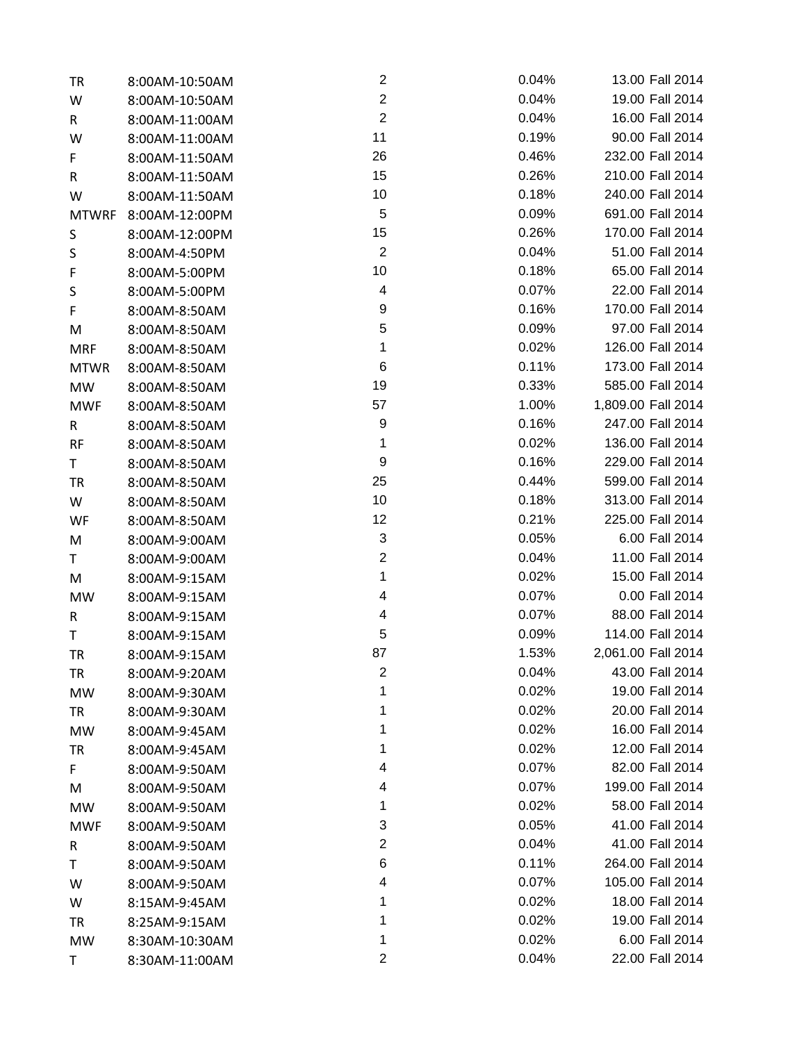| | | | | | |
|---|---|---|---|---|---|
| TR | 8:00AM-10:50AM | 2 | 0.04% | 13.00 | Fall 2014 |
| W | 8:00AM-10:50AM | 2 | 0.04% | 19.00 | Fall 2014 |
| R | 8:00AM-11:00AM | 2 | 0.04% | 16.00 | Fall 2014 |
| W | 8:00AM-11:00AM | 11 | 0.19% | 90.00 | Fall 2014 |
| F | 8:00AM-11:50AM | 26 | 0.46% | 232.00 | Fall 2014 |
| R | 8:00AM-11:50AM | 15 | 0.26% | 210.00 | Fall 2014 |
| W | 8:00AM-11:50AM | 10 | 0.18% | 240.00 | Fall 2014 |
| MTWRF | 8:00AM-12:00PM | 5 | 0.09% | 691.00 | Fall 2014 |
| S | 8:00AM-12:00PM | 15 | 0.26% | 170.00 | Fall 2014 |
| S | 8:00AM-4:50PM | 2 | 0.04% | 51.00 | Fall 2014 |
| F | 8:00AM-5:00PM | 10 | 0.18% | 65.00 | Fall 2014 |
| S | 8:00AM-5:00PM | 4 | 0.07% | 22.00 | Fall 2014 |
| F | 8:00AM-8:50AM | 9 | 0.16% | 170.00 | Fall 2014 |
| M | 8:00AM-8:50AM | 5 | 0.09% | 97.00 | Fall 2014 |
| MRF | 8:00AM-8:50AM | 1 | 0.02% | 126.00 | Fall 2014 |
| MTWR | 8:00AM-8:50AM | 6 | 0.11% | 173.00 | Fall 2014 |
| MW | 8:00AM-8:50AM | 19 | 0.33% | 585.00 | Fall 2014 |
| MWF | 8:00AM-8:50AM | 57 | 1.00% | 1,809.00 | Fall 2014 |
| R | 8:00AM-8:50AM | 9 | 0.16% | 247.00 | Fall 2014 |
| RF | 8:00AM-8:50AM | 1 | 0.02% | 136.00 | Fall 2014 |
| T | 8:00AM-8:50AM | 9 | 0.16% | 229.00 | Fall 2014 |
| TR | 8:00AM-8:50AM | 25 | 0.44% | 599.00 | Fall 2014 |
| W | 8:00AM-8:50AM | 10 | 0.18% | 313.00 | Fall 2014 |
| WF | 8:00AM-8:50AM | 12 | 0.21% | 225.00 | Fall 2014 |
| M | 8:00AM-9:00AM | 3 | 0.05% | 6.00 | Fall 2014 |
| T | 8:00AM-9:00AM | 2 | 0.04% | 11.00 | Fall 2014 |
| M | 8:00AM-9:15AM | 1 | 0.02% | 15.00 | Fall 2014 |
| MW | 8:00AM-9:15AM | 4 | 0.07% | 0.00 | Fall 2014 |
| R | 8:00AM-9:15AM | 4 | 0.07% | 88.00 | Fall 2014 |
| T | 8:00AM-9:15AM | 5 | 0.09% | 114.00 | Fall 2014 |
| TR | 8:00AM-9:15AM | 87 | 1.53% | 2,061.00 | Fall 2014 |
| TR | 8:00AM-9:20AM | 2 | 0.04% | 43.00 | Fall 2014 |
| MW | 8:00AM-9:30AM | 1 | 0.02% | 19.00 | Fall 2014 |
| TR | 8:00AM-9:30AM | 1 | 0.02% | 20.00 | Fall 2014 |
| MW | 8:00AM-9:45AM | 1 | 0.02% | 16.00 | Fall 2014 |
| TR | 8:00AM-9:45AM | 1 | 0.02% | 12.00 | Fall 2014 |
| F | 8:00AM-9:50AM | 4 | 0.07% | 82.00 | Fall 2014 |
| M | 8:00AM-9:50AM | 4 | 0.07% | 199.00 | Fall 2014 |
| MW | 8:00AM-9:50AM | 1 | 0.02% | 58.00 | Fall 2014 |
| MWF | 8:00AM-9:50AM | 3 | 0.05% | 41.00 | Fall 2014 |
| R | 8:00AM-9:50AM | 2 | 0.04% | 41.00 | Fall 2014 |
| T | 8:00AM-9:50AM | 6 | 0.11% | 264.00 | Fall 2014 |
| W | 8:00AM-9:50AM | 4 | 0.07% | 105.00 | Fall 2014 |
| W | 8:15AM-9:45AM | 1 | 0.02% | 18.00 | Fall 2014 |
| TR | 8:25AM-9:15AM | 1 | 0.02% | 19.00 | Fall 2014 |
| MW | 8:30AM-10:30AM | 1 | 0.02% | 6.00 | Fall 2014 |
| T | 8:30AM-11:00AM | 2 | 0.04% | 22.00 | Fall 2014 |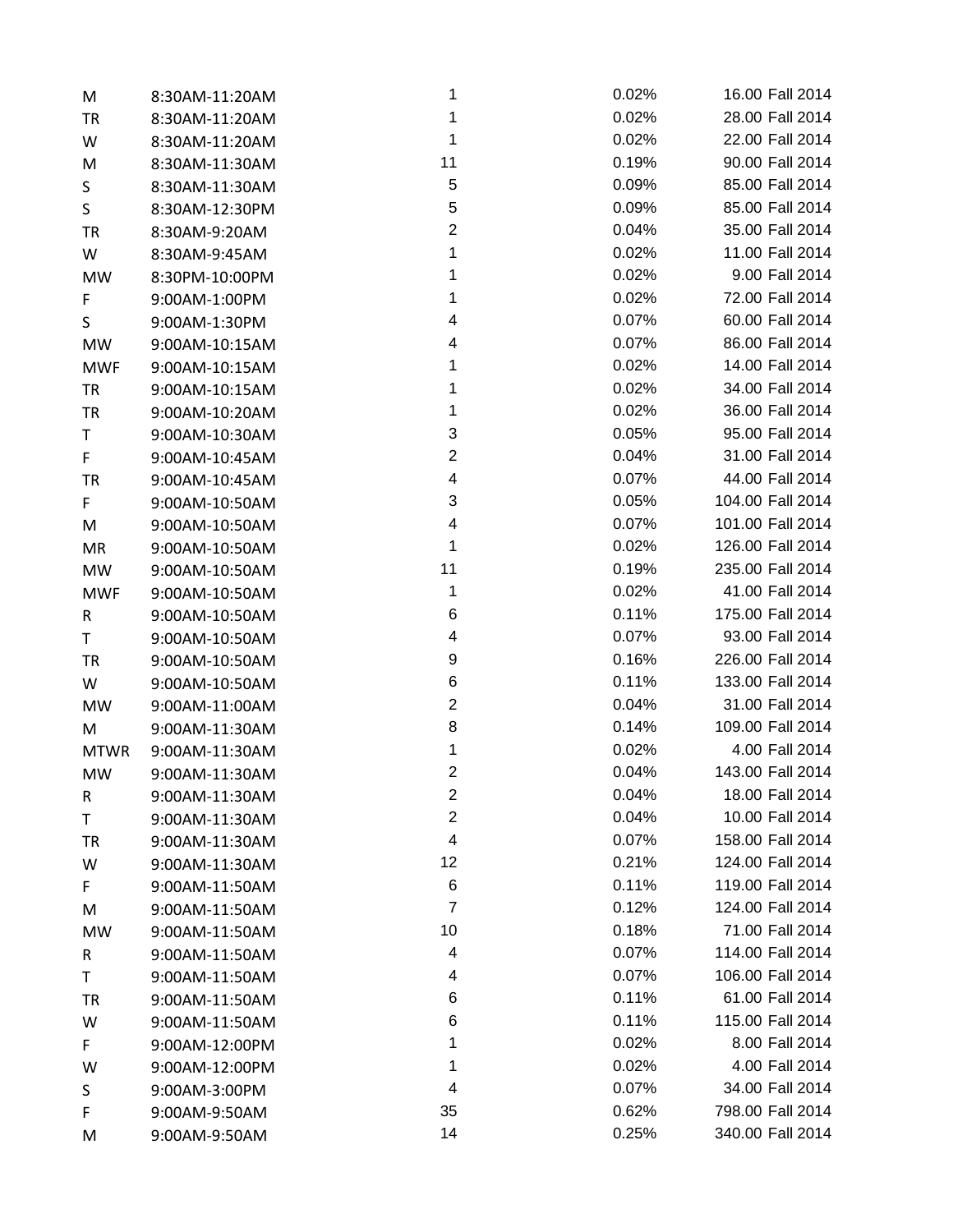| | | | | | |
|---|---|---|---|---|---|
| M | 8:30AM-11:20AM | 1 | 0.02% | 16.00 | Fall 2014 |
| TR | 8:30AM-11:20AM | 1 | 0.02% | 28.00 | Fall 2014 |
| W | 8:30AM-11:20AM | 1 | 0.02% | 22.00 | Fall 2014 |
| M | 8:30AM-11:30AM | 11 | 0.19% | 90.00 | Fall 2014 |
| S | 8:30AM-11:30AM | 5 | 0.09% | 85.00 | Fall 2014 |
| S | 8:30AM-12:30PM | 5 | 0.09% | 85.00 | Fall 2014 |
| TR | 8:30AM-9:20AM | 2 | 0.04% | 35.00 | Fall 2014 |
| W | 8:30AM-9:45AM | 1 | 0.02% | 11.00 | Fall 2014 |
| MW | 8:30PM-10:00PM | 1 | 0.02% | 9.00 | Fall 2014 |
| F | 9:00AM-1:00PM | 1 | 0.02% | 72.00 | Fall 2014 |
| S | 9:00AM-1:30PM | 4 | 0.07% | 60.00 | Fall 2014 |
| MW | 9:00AM-10:15AM | 4 | 0.07% | 86.00 | Fall 2014 |
| MWF | 9:00AM-10:15AM | 1 | 0.02% | 14.00 | Fall 2014 |
| TR | 9:00AM-10:15AM | 1 | 0.02% | 34.00 | Fall 2014 |
| TR | 9:00AM-10:20AM | 1 | 0.02% | 36.00 | Fall 2014 |
| T | 9:00AM-10:30AM | 3 | 0.05% | 95.00 | Fall 2014 |
| F | 9:00AM-10:45AM | 2 | 0.04% | 31.00 | Fall 2014 |
| TR | 9:00AM-10:45AM | 4 | 0.07% | 44.00 | Fall 2014 |
| F | 9:00AM-10:50AM | 3 | 0.05% | 104.00 | Fall 2014 |
| M | 9:00AM-10:50AM | 4 | 0.07% | 101.00 | Fall 2014 |
| MR | 9:00AM-10:50AM | 1 | 0.02% | 126.00 | Fall 2014 |
| MW | 9:00AM-10:50AM | 11 | 0.19% | 235.00 | Fall 2014 |
| MWF | 9:00AM-10:50AM | 1 | 0.02% | 41.00 | Fall 2014 |
| R | 9:00AM-10:50AM | 6 | 0.11% | 175.00 | Fall 2014 |
| T | 9:00AM-10:50AM | 4 | 0.07% | 93.00 | Fall 2014 |
| TR | 9:00AM-10:50AM | 9 | 0.16% | 226.00 | Fall 2014 |
| W | 9:00AM-10:50AM | 6 | 0.11% | 133.00 | Fall 2014 |
| MW | 9:00AM-11:00AM | 2 | 0.04% | 31.00 | Fall 2014 |
| M | 9:00AM-11:30AM | 8 | 0.14% | 109.00 | Fall 2014 |
| MTWR | 9:00AM-11:30AM | 1 | 0.02% | 4.00 | Fall 2014 |
| MW | 9:00AM-11:30AM | 2 | 0.04% | 143.00 | Fall 2014 |
| R | 9:00AM-11:30AM | 2 | 0.04% | 18.00 | Fall 2014 |
| T | 9:00AM-11:30AM | 2 | 0.04% | 10.00 | Fall 2014 |
| TR | 9:00AM-11:30AM | 4 | 0.07% | 158.00 | Fall 2014 |
| W | 9:00AM-11:30AM | 12 | 0.21% | 124.00 | Fall 2014 |
| F | 9:00AM-11:50AM | 6 | 0.11% | 119.00 | Fall 2014 |
| M | 9:00AM-11:50AM | 7 | 0.12% | 124.00 | Fall 2014 |
| MW | 9:00AM-11:50AM | 10 | 0.18% | 71.00 | Fall 2014 |
| R | 9:00AM-11:50AM | 4 | 0.07% | 114.00 | Fall 2014 |
| T | 9:00AM-11:50AM | 4 | 0.07% | 106.00 | Fall 2014 |
| TR | 9:00AM-11:50AM | 6 | 0.11% | 61.00 | Fall 2014 |
| W | 9:00AM-11:50AM | 6 | 0.11% | 115.00 | Fall 2014 |
| F | 9:00AM-12:00PM | 1 | 0.02% | 8.00 | Fall 2014 |
| W | 9:00AM-12:00PM | 1 | 0.02% | 4.00 | Fall 2014 |
| S | 9:00AM-3:00PM | 4 | 0.07% | 34.00 | Fall 2014 |
| F | 9:00AM-9:50AM | 35 | 0.62% | 798.00 | Fall 2014 |
| M | 9:00AM-9:50AM | 14 | 0.25% | 340.00 | Fall 2014 |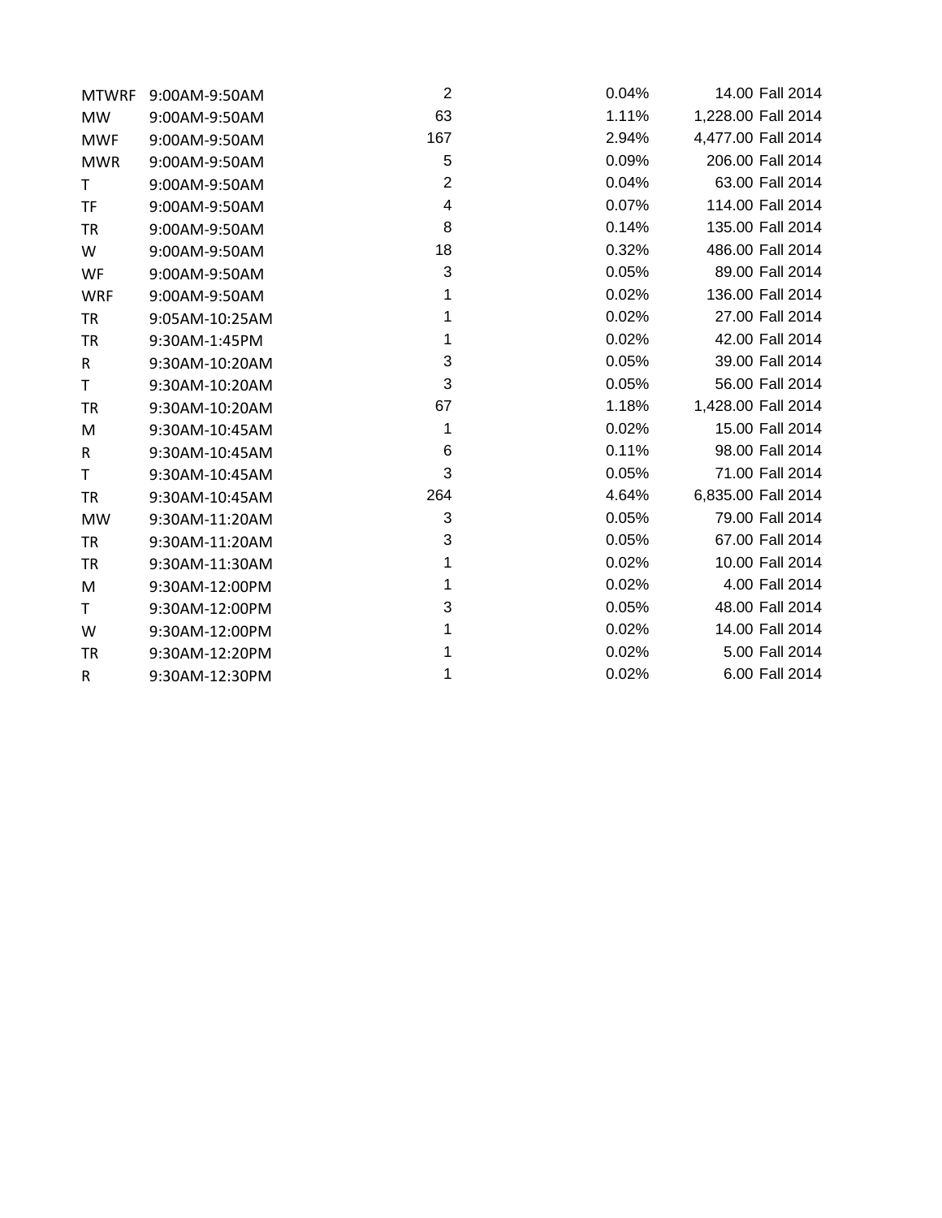| | | | | | |
|---|---|---|---|---|---|
| MTWRF | 9:00AM-9:50AM | 2 | 0.04% | 14.00 | Fall 2014 |
| MW | 9:00AM-9:50AM | 63 | 1.11% | 1,228.00 | Fall 2014 |
| MWF | 9:00AM-9:50AM | 167 | 2.94% | 4,477.00 | Fall 2014 |
| MWR | 9:00AM-9:50AM | 5 | 0.09% | 206.00 | Fall 2014 |
| T | 9:00AM-9:50AM | 2 | 0.04% | 63.00 | Fall 2014 |
| TF | 9:00AM-9:50AM | 4 | 0.07% | 114.00 | Fall 2014 |
| TR | 9:00AM-9:50AM | 8 | 0.14% | 135.00 | Fall 2014 |
| W | 9:00AM-9:50AM | 18 | 0.32% | 486.00 | Fall 2014 |
| WF | 9:00AM-9:50AM | 3 | 0.05% | 89.00 | Fall 2014 |
| WRF | 9:00AM-9:50AM | 1 | 0.02% | 136.00 | Fall 2014 |
| TR | 9:05AM-10:25AM | 1 | 0.02% | 27.00 | Fall 2014 |
| TR | 9:30AM-1:45PM | 1 | 0.02% | 42.00 | Fall 2014 |
| R | 9:30AM-10:20AM | 3 | 0.05% | 39.00 | Fall 2014 |
| T | 9:30AM-10:20AM | 3 | 0.05% | 56.00 | Fall 2014 |
| TR | 9:30AM-10:20AM | 67 | 1.18% | 1,428.00 | Fall 2014 |
| M | 9:30AM-10:45AM | 1 | 0.02% | 15.00 | Fall 2014 |
| R | 9:30AM-10:45AM | 6 | 0.11% | 98.00 | Fall 2014 |
| T | 9:30AM-10:45AM | 3 | 0.05% | 71.00 | Fall 2014 |
| TR | 9:30AM-10:45AM | 264 | 4.64% | 6,835.00 | Fall 2014 |
| MW | 9:30AM-11:20AM | 3 | 0.05% | 79.00 | Fall 2014 |
| TR | 9:30AM-11:20AM | 3 | 0.05% | 67.00 | Fall 2014 |
| TR | 9:30AM-11:30AM | 1 | 0.02% | 10.00 | Fall 2014 |
| M | 9:30AM-12:00PM | 1 | 0.02% | 4.00 | Fall 2014 |
| T | 9:30AM-12:00PM | 3 | 0.05% | 48.00 | Fall 2014 |
| W | 9:30AM-12:00PM | 1 | 0.02% | 14.00 | Fall 2014 |
| TR | 9:30AM-12:20PM | 1 | 0.02% | 5.00 | Fall 2014 |
| R | 9:30AM-12:30PM | 1 | 0.02% | 6.00 | Fall 2014 |